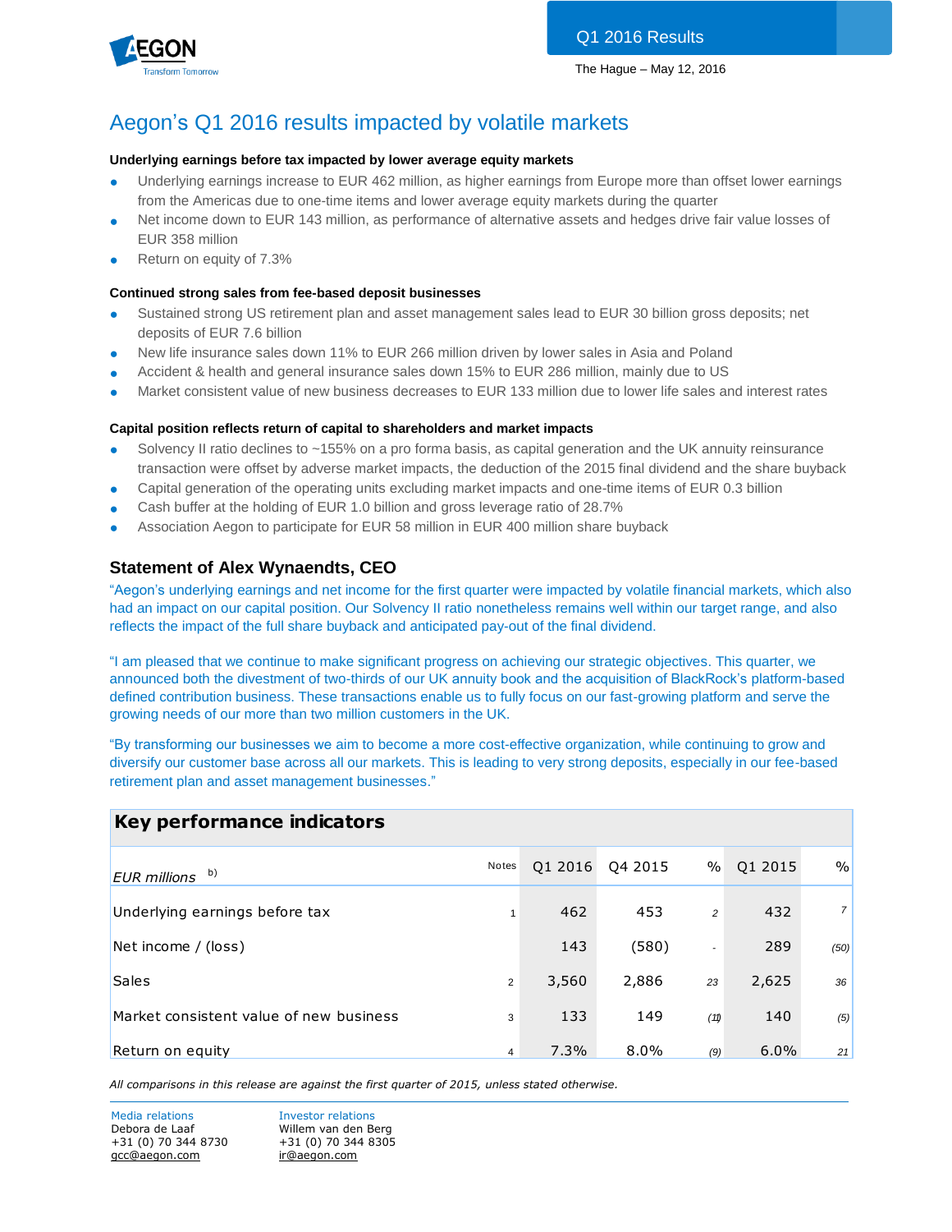Q1 2016 Results

The Hague – May 12, 2016

# Aegon's Q1 2016 results impacted by volatile markets

**Underlying earnings before tax impacted by lower average equity markets**

- Underlying earnings increase to EUR 462 million, as higher earnings from Europe more than offset lower earnings from the Americas due to one-time items and lower average equity markets during the quarter
- Net income down to EUR 143 million, as performance of alternative assets and hedges drive fair value losses of EUR 358 million
- Return on equity of 7.3%

**Continued strong sales from fee-based deposit businesses**

- Sustained strong US retirement plan and asset management sales lead to EUR 30 billion gross deposits; net deposits of EUR 7.6 billion
- New life insurance sales down 11% to EUR 266 million driven by lower sales in Asia and Poland
- Accident & health and general insurance sales down 15% to EUR 286 million, mainly due to US
- Market consistent value of new business decreases to EUR 133 million due to lower life sales and interest rates

**Capital position reflects return of capital to shareholders and market impacts**

- Solvency II ratio declines to ~155% on a pro forma basis, as capital generation and the UK annuity reinsurance transaction were offset by adverse market impacts, the deduction of the 2015 final dividend and the share buyback
- Capital generation of the operating units excluding market impacts and one-time items of EUR 0.3 billion
- Cash buffer at the holding of EUR 1.0 billion and gross leverage ratio of 28.7%
- Association Aegon to participate for EUR 58 million in EUR 400 million share buyback

## Statement of Alex Wynaendts, CEO

"Aegon's underlying earnings and net income for the first quarter were impacted by volatile financial markets, which also had an impact on our capital position. Our Solvency II ratio nonetheless remains well within our target range, and also reflects the impact of the full share buyback and anticipated pay-out of the final dividend.

"I am pleased that we continue to make significant progress on achieving our strategic objectives. This quarter, we announced both the divestment of two-thirds of our UK annuity book and the acquisition of BlackRock's platform-based defined contribution business. These transactions enable us to fully focus on our fast-growing platform and serve the growing needs of our more than two million customers in the UK.

"By transforming our businesses we aim to become a more cost-effective organization, while continuing to grow and diversify our customer base across all our markets. This is leading to very strong deposits, especially in our fee-based retirement plan and asset management businesses."

## Key performance indicators

| *EUR millions* [b)] | Notes | Q1 2016 | Q4 2015 | % | Q1 2015 | % |
|---|---|---|---|---|---|---|
| Underlying earnings before tax | 1 | 462 | 453 | 2 | 432 | 7 |
| Net income / (loss) | | 143 | (580) | - | 289 | (50) |
| Sales | 2 | 3,560 | 2,886 | 23 | 2,625 | 36 |
| Market consistent value of new business | 3 | 133 | 149 | (11) | 140 | (5) |
| Return on equity | 4 | 7.3% | 8.0% | (9) | 6.0% | 21 |

*All comparisons in this release are against the first quarter of 2015, unless stated otherwise.*

Media relations
Debora de Laaf
+31 (0) 70 344 8730
gcc@aegon.com

Investor relations
Willem van den Berg
+31 (0) 70 344 8305
ir@aegon.com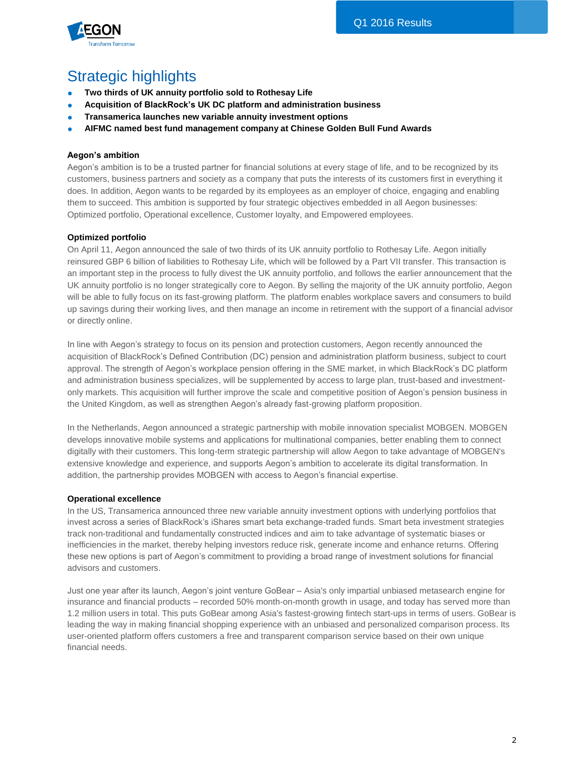## Strategic highlights

- **Two thirds of UK annuity portfolio sold to Rothesay Life**
- **Acquisition of BlackRock's UK DC platform and administration business**
- **Transamerica launches new variable annuity investment options**
- **AIFMC named best fund management company at Chinese Golden Bull Fund Awards**

**Aegon's ambition**

Aegon's ambition is to be a trusted partner for financial solutions at every stage of life, and to be recognized by its customers, business partners and society as a company that puts the interests of its customers first in everything it does. In addition, Aegon wants to be regarded by its employees as an employer of choice, engaging and enabling them to succeed. This ambition is supported by four strategic objectives embedded in all Aegon businesses: Optimized portfolio, Operational excellence, Customer loyalty, and Empowered employees.

**Optimized portfolio**

On April 11, Aegon announced the sale of two thirds of its UK annuity portfolio to Rothesay Life. Aegon initially reinsured GBP 6 billion of liabilities to Rothesay Life, which will be followed by a Part VII transfer. This transaction is an important step in the process to fully divest the UK annuity portfolio, and follows the earlier announcement that the UK annuity portfolio is no longer strategically core to Aegon. By selling the majority of the UK annuity portfolio, Aegon will be able to fully focus on its fast-growing platform. The platform enables workplace savers and consumers to build up savings during their working lives, and then manage an income in retirement with the support of a financial advisor or directly online.

In line with Aegon's strategy to focus on its pension and protection customers, Aegon recently announced the acquisition of BlackRock's Defined Contribution (DC) pension and administration platform business, subject to court approval. The strength of Aegon's workplace pension offering in the SME market, in which BlackRock's DC platform and administration business specializes, will be supplemented by access to large plan, trust-based and investment-only markets. This acquisition will further improve the scale and competitive position of Aegon's pension business in the United Kingdom, as well as strengthen Aegon's already fast-growing platform proposition.

In the Netherlands, Aegon announced a strategic partnership with mobile innovation specialist MOBGEN. MOBGEN develops innovative mobile systems and applications for multinational companies, better enabling them to connect digitally with their customers. This long-term strategic partnership will allow Aegon to take advantage of MOBGEN's extensive knowledge and experience, and supports Aegon's ambition to accelerate its digital transformation. In addition, the partnership provides MOBGEN with access to Aegon's financial expertise.

**Operational excellence**

In the US, Transamerica announced three new variable annuity investment options with underlying portfolios that invest across a series of BlackRock's iShares smart beta exchange-traded funds. Smart beta investment strategies track non-traditional and fundamentally constructed indices and aim to take advantage of systematic biases or inefficiencies in the market, thereby helping investors reduce risk, generate income and enhance returns. Offering these new options is part of Aegon's commitment to providing a broad range of investment solutions for financial advisors and customers.

Just one year after its launch, Aegon's joint venture GoBear – Asia's only impartial unbiased metasearch engine for insurance and financial products – recorded 50% month-on-month growth in usage, and today has served more than 1.2 million users in total. This puts GoBear among Asia's fastest-growing fintech start-ups in terms of users. GoBear is leading the way in making financial shopping experience with an unbiased and personalized comparison process. Its user-oriented platform offers customers a free and transparent comparison service based on their own unique financial needs.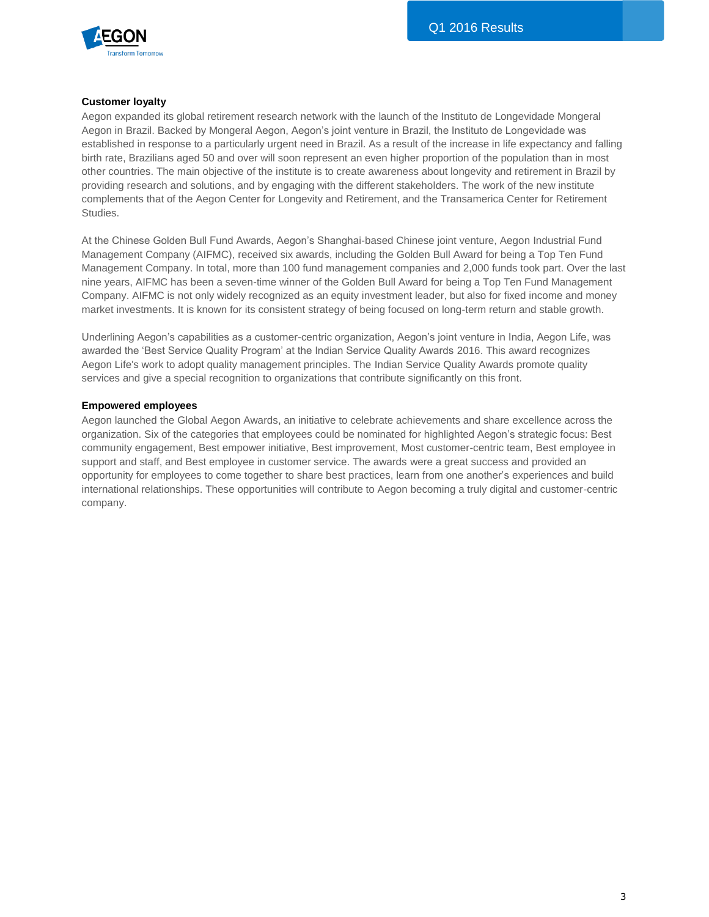**Customer loyalty**

Aegon expanded its global retirement research network with the launch of the Instituto de Longevidade Mongeral Aegon in Brazil. Backed by Mongeral Aegon, Aegon's joint venture in Brazil, the Instituto de Longevidade was established in response to a particularly urgent need in Brazil. As a result of the increase in life expectancy and falling birth rate, Brazilians aged 50 and over will soon represent an even higher proportion of the population than in most other countries. The main objective of the institute is to create awareness about longevity and retirement in Brazil by providing research and solutions, and by engaging with the different stakeholders. The work of the new institute complements that of the Aegon Center for Longevity and Retirement, and the Transamerica Center for Retirement Studies.

At the Chinese Golden Bull Fund Awards, Aegon's Shanghai-based Chinese joint venture, Aegon Industrial Fund Management Company (AIFMC), received six awards, including the Golden Bull Award for being a Top Ten Fund Management Company. In total, more than 100 fund management companies and 2,000 funds took part. Over the last nine years, AIFMC has been a seven-time winner of the Golden Bull Award for being a Top Ten Fund Management Company. AIFMC is not only widely recognized as an equity investment leader, but also for fixed income and money market investments. It is known for its consistent strategy of being focused on long-term return and stable growth.

Underlining Aegon's capabilities as a customer-centric organization, Aegon's joint venture in India, Aegon Life, was awarded the 'Best Service Quality Program' at the Indian Service Quality Awards 2016. This award recognizes Aegon Life's work to adopt quality management principles. The Indian Service Quality Awards promote quality services and give a special recognition to organizations that contribute significantly on this front.

**Empowered employees**

Aegon launched the Global Aegon Awards, an initiative to celebrate achievements and share excellence across the organization. Six of the categories that employees could be nominated for highlighted Aegon's strategic focus: Best community engagement, Best empower initiative, Best improvement, Most customer-centric team, Best employee in support and staff, and Best employee in customer service. The awards were a great success and provided an opportunity for employees to come together to share best practices, learn from one another's experiences and build international relationships. These opportunities will contribute to Aegon becoming a truly digital and customer-centric company.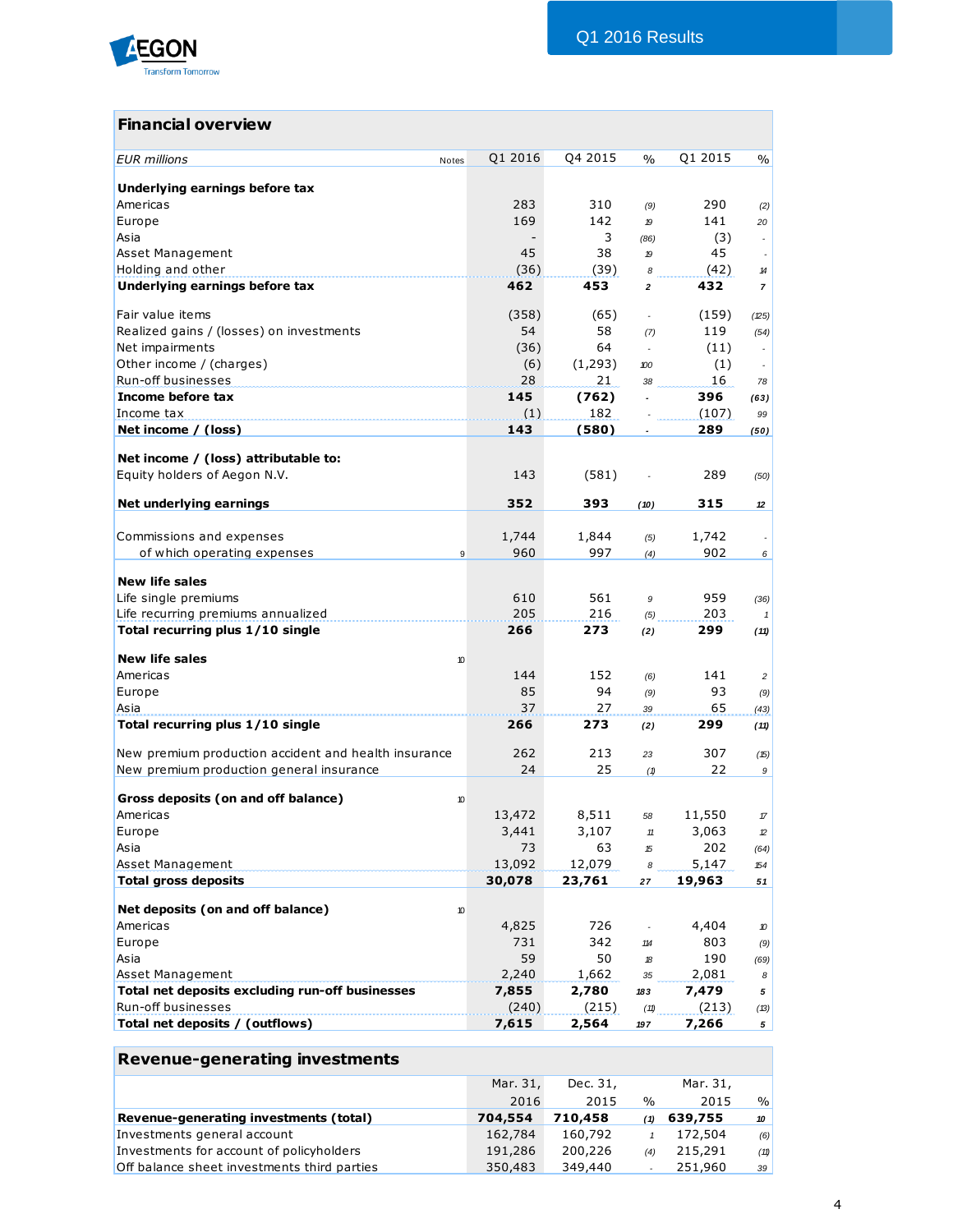## Financial overview

| EUR millions | Notes | Q1 2016 | Q4 2015 | % | Q1 2015 | % |
|---|---|---|---|---|---|---|
| **Underlying earnings before tax** | | | | | | |
| Americas | | 283 | 310 | (9) | 290 | (2) |
| Europe | | 169 | 142 | 19 | 141 | 20 |
| Asia | | - | 3 | (86) | (3) | - |
| Asset Management | | 45 | 38 | 19 | 45 | - |
| Holding and other | | (36) | (39) | 8 | (42) | 14 |
| **Underlying earnings before tax** | | **462** | **453** | **2** | **432** | **7** |
| | | | | | | |
| Fair value items | | (358) | (65) | - | (159) | (125) |
| Realized gains / (losses) on investments | | 54 | 58 | (7) | 119 | (54) |
| Net impairments | | (36) | 64 | - | (11) | - |
| Other income / (charges) | | (6) | (1,293) | 100 | (1) | - |
| Run-off businesses | | 28 | 21 | 38 | 16 | 78 |
| **Income before tax** | | **145** | **(762)** | **-** | **396** | **(63)** |
| Income tax | | (1) | 182 | - | (107) | 99 |
| **Net income / (loss)** | | **143** | **(580)** | **-** | **289** | **(50)** |
| | | | | | | |
| **Net income / (loss) attributable to:** | | | | | | |
| Equity holders of Aegon N.V. | | 143 | (581) | - | 289 | (50) |
| | | | | | | |
| **Net underlying earnings** | | **352** | **393** | **(10)** | **315** | **12** |
| | | | | | | |
| Commissions and expenses | | 1,744 | 1,844 | (5) | 1,742 | - |
| of which operating expenses | 9 | 960 | 997 | (4) | 902 | 6 |
| | | | | | | |
| **New life sales** | | | | | | |
| Life single premiums | | 610 | 561 | 9 | 959 | (36) |
| Life recurring premiums annualized | | 205 | 216 | (5) | 203 | 1 |
| **Total recurring plus 1/10 single** | | **266** | **273** | **(2)** | **299** | **(11)** |
| | | | | | | |
| **New life sales** | 10 | | | | | |
| Americas | | 144 | 152 | (6) | 141 | 2 |
| Europe | | 85 | 94 | (9) | 93 | (9) |
| Asia | | 37 | 27 | 39 | 65 | (43) |
| **Total recurring plus 1/10 single** | | **266** | **273** | **(2)** | **299** | **(11)** |
| | | | | | | |
| New premium production accident and health insurance | | 262 | 213 | 23 | 307 | (15) |
| New premium production general insurance | | 24 | 25 | (1) | 22 | 9 |
| | | | | | | |
| **Gross deposits (on and off balance)** | 10 | | | | | |
| Americas | | 13,472 | 8,511 | 58 | 11,550 | 17 |
| Europe | | 3,441 | 3,107 | 11 | 3,063 | 12 |
| Asia | | 73 | 63 | 15 | 202 | (64) |
| Asset Management | | 13,092 | 12,079 | 8 | 5,147 | 154 |
| **Total gross deposits** | | **30,078** | **23,761** | **27** | **19,963** | **51** |
| | | | | | | |
| **Net deposits (on and off balance)** | 10 | | | | | |
| Americas | | 4,825 | 726 | - | 4,404 | 10 |
| Europe | | 731 | 342 | 114 | 803 | (9) |
| Asia | | 59 | 50 | 18 | 190 | (69) |
| Asset Management | | 2,240 | 1,662 | 35 | 2,081 | 8 |
| **Total net deposits excluding run-off businesses** | | **7,855** | **2,780** | **183** | **7,479** | **5** |
| Run-off businesses | | (240) | (215) | (11) | (213) | (13) |
| **Total net deposits / (outflows)** | | **7,615** | **2,564** | **197** | **7,266** | **5** |

## Revenue-generating investments

| | Mar. 31, 2016 | Dec. 31, 2015 | % | Mar. 31, 2015 | % |
|---|---|---|---|---|---|
| **Revenue-generating investments (total)** | **704,554** | **710,458** | **(1)** | **639,755** | **10** |
| Investments general account | 162,784 | 160,792 | 1 | 172,504 | (6) |
| Investments for account of policyholders | 191,286 | 200,226 | (4) | 215,291 | (11) |
| Off balance sheet investments third parties | 350,483 | 349,440 | - | 251,960 | 39 |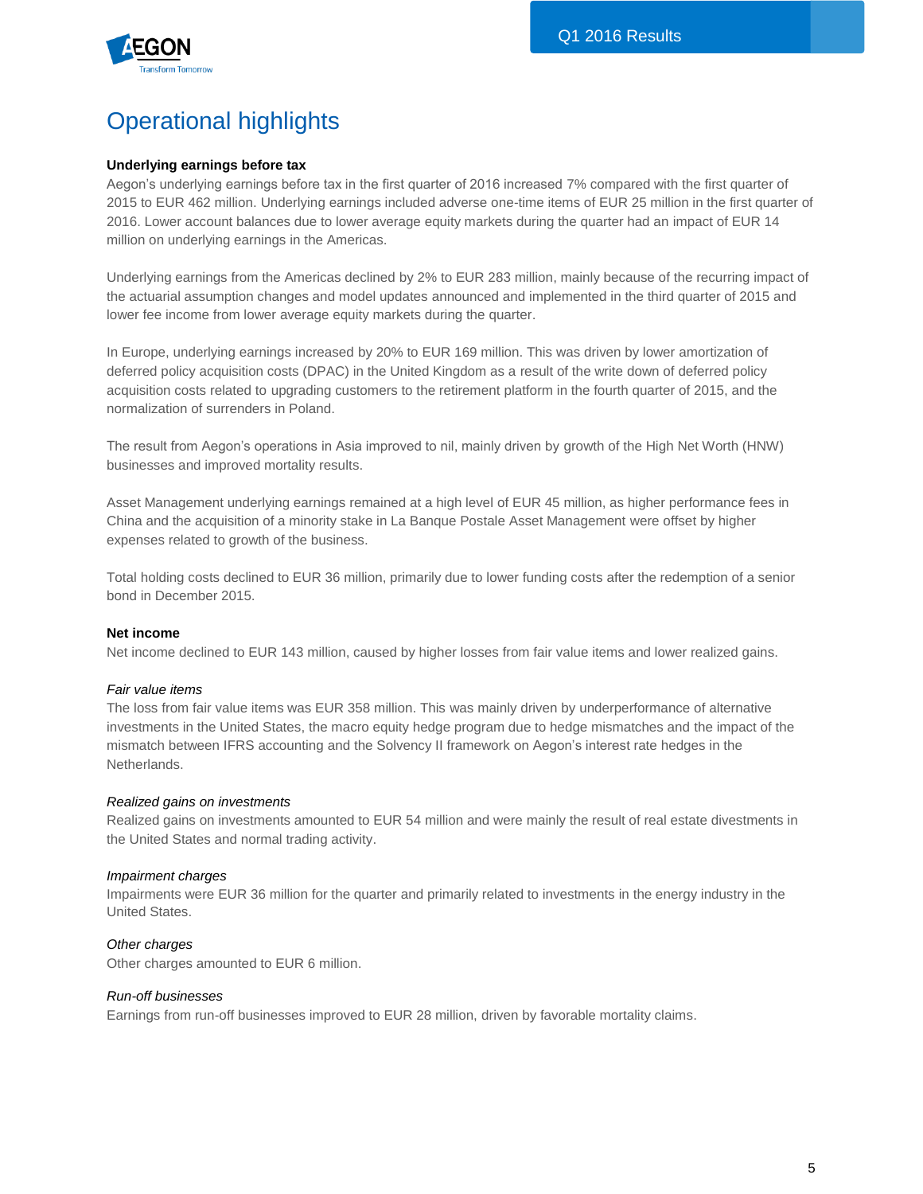# Operational highlights

**Underlying earnings before tax**

Aegon's underlying earnings before tax in the first quarter of 2016 increased 7% compared with the first quarter of 2015 to EUR 462 million. Underlying earnings included adverse one-time items of EUR 25 million in the first quarter of 2016. Lower account balances due to lower average equity markets during the quarter had an impact of EUR 14 million on underlying earnings in the Americas.

Underlying earnings from the Americas declined by 2% to EUR 283 million, mainly because of the recurring impact of the actuarial assumption changes and model updates announced and implemented in the third quarter of 2015 and lower fee income from lower average equity markets during the quarter.

In Europe, underlying earnings increased by 20% to EUR 169 million. This was driven by lower amortization of deferred policy acquisition costs (DPAC) in the United Kingdom as a result of the write down of deferred policy acquisition costs related to upgrading customers to the retirement platform in the fourth quarter of 2015, and the normalization of surrenders in Poland.

The result from Aegon's operations in Asia improved to nil, mainly driven by growth of the High Net Worth (HNW) businesses and improved mortality results.

Asset Management underlying earnings remained at a high level of EUR 45 million, as higher performance fees in China and the acquisition of a minority stake in La Banque Postale Asset Management were offset by higher expenses related to growth of the business.

Total holding costs declined to EUR 36 million, primarily due to lower funding costs after the redemption of a senior bond in December 2015.

**Net income**

Net income declined to EUR 143 million, caused by higher losses from fair value items and lower realized gains.

*Fair value items*

The loss from fair value items was EUR 358 million. This was mainly driven by underperformance of alternative investments in the United States, the macro equity hedge program due to hedge mismatches and the impact of the mismatch between IFRS accounting and the Solvency II framework on Aegon's interest rate hedges in the Netherlands.

*Realized gains on investments*

Realized gains on investments amounted to EUR 54 million and were mainly the result of real estate divestments in the United States and normal trading activity.

*Impairment charges*

Impairments were EUR 36 million for the quarter and primarily related to investments in the energy industry in the United States.

*Other charges*

Other charges amounted to EUR 6 million.

*Run-off businesses*

Earnings from run-off businesses improved to EUR 28 million, driven by favorable mortality claims.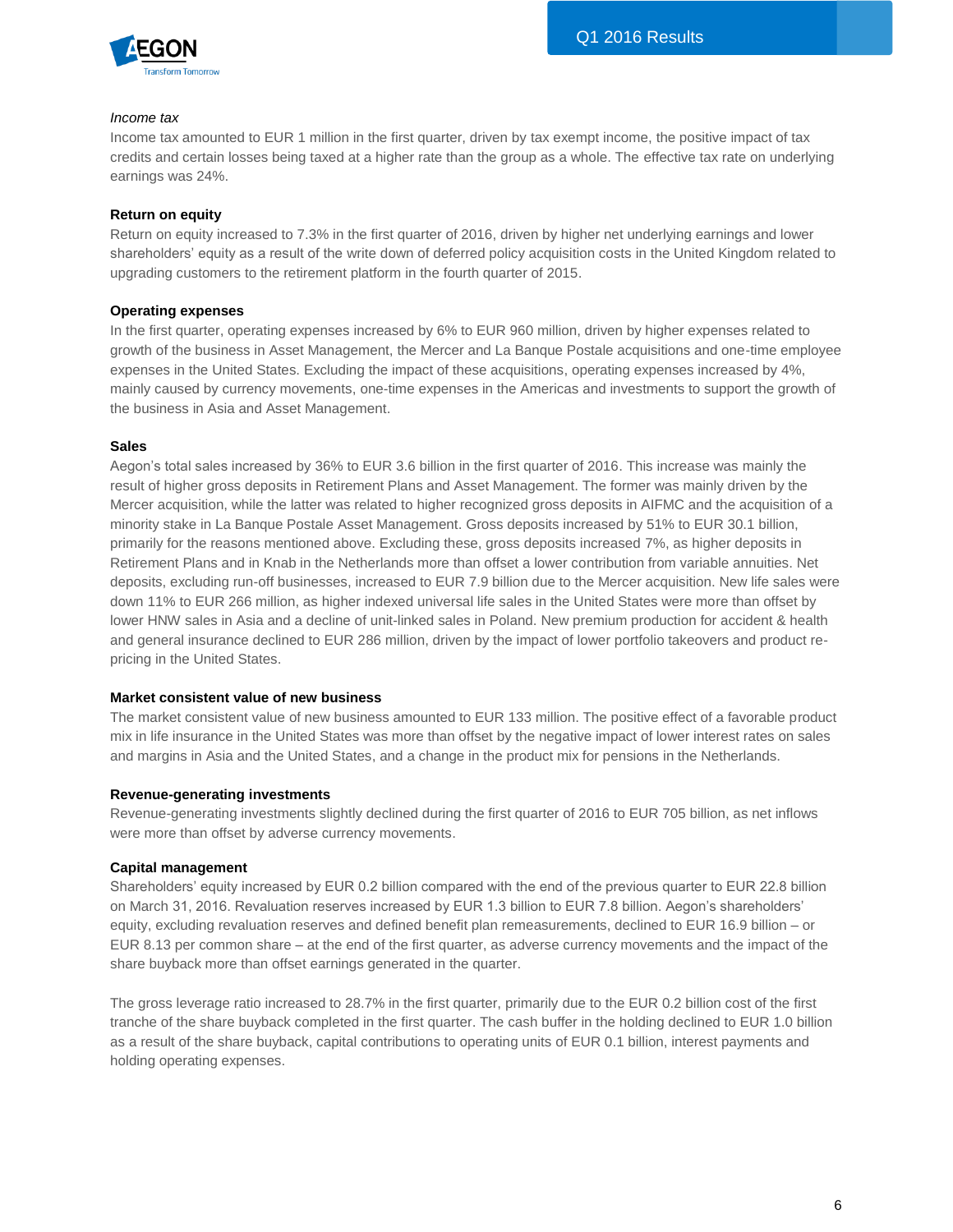*Income tax*

Income tax amounted to EUR 1 million in the first quarter, driven by tax exempt income, the positive impact of tax credits and certain losses being taxed at a higher rate than the group as a whole. The effective tax rate on underlying earnings was 24%.

**Return on equity**

Return on equity increased to 7.3% in the first quarter of 2016, driven by higher net underlying earnings and lower shareholders' equity as a result of the write down of deferred policy acquisition costs in the United Kingdom related to upgrading customers to the retirement platform in the fourth quarter of 2015.

**Operating expenses**

In the first quarter, operating expenses increased by 6% to EUR 960 million, driven by higher expenses related to growth of the business in Asset Management, the Mercer and La Banque Postale acquisitions and one-time employee expenses in the United States. Excluding the impact of these acquisitions, operating expenses increased by 4%, mainly caused by currency movements, one-time expenses in the Americas and investments to support the growth of the business in Asia and Asset Management.

**Sales**

Aegon's total sales increased by 36% to EUR 3.6 billion in the first quarter of 2016. This increase was mainly the result of higher gross deposits in Retirement Plans and Asset Management. The former was mainly driven by the Mercer acquisition, while the latter was related to higher recognized gross deposits in AIFMC and the acquisition of a minority stake in La Banque Postale Asset Management. Gross deposits increased by 51% to EUR 30.1 billion, primarily for the reasons mentioned above. Excluding these, gross deposits increased 7%, as higher deposits in Retirement Plans and in Knab in the Netherlands more than offset a lower contribution from variable annuities. Net deposits, excluding run-off businesses, increased to EUR 7.9 billion due to the Mercer acquisition. New life sales were down 11% to EUR 266 million, as higher indexed universal life sales in the United States were more than offset by lower HNW sales in Asia and a decline of unit-linked sales in Poland. New premium production for accident & health and general insurance declined to EUR 286 million, driven by the impact of lower portfolio takeovers and product re-pricing in the United States.

**Market consistent value of new business**

The market consistent value of new business amounted to EUR 133 million. The positive effect of a favorable product mix in life insurance in the United States was more than offset by the negative impact of lower interest rates on sales and margins in Asia and the United States, and a change in the product mix for pensions in the Netherlands.

**Revenue-generating investments**

Revenue-generating investments slightly declined during the first quarter of 2016 to EUR 705 billion, as net inflows were more than offset by adverse currency movements.

**Capital management**

Shareholders' equity increased by EUR 0.2 billion compared with the end of the previous quarter to EUR 22.8 billion on March 31, 2016. Revaluation reserves increased by EUR 1.3 billion to EUR 7.8 billion. Aegon's shareholders' equity, excluding revaluation reserves and defined benefit plan remeasurements, declined to EUR 16.9 billion – or EUR 8.13 per common share – at the end of the first quarter, as adverse currency movements and the impact of the share buyback more than offset earnings generated in the quarter.

The gross leverage ratio increased to 28.7% in the first quarter, primarily due to the EUR 0.2 billion cost of the first tranche of the share buyback completed in the first quarter. The cash buffer in the holding declined to EUR 1.0 billion as a result of the share buyback, capital contributions to operating units of EUR 0.1 billion, interest payments and holding operating expenses.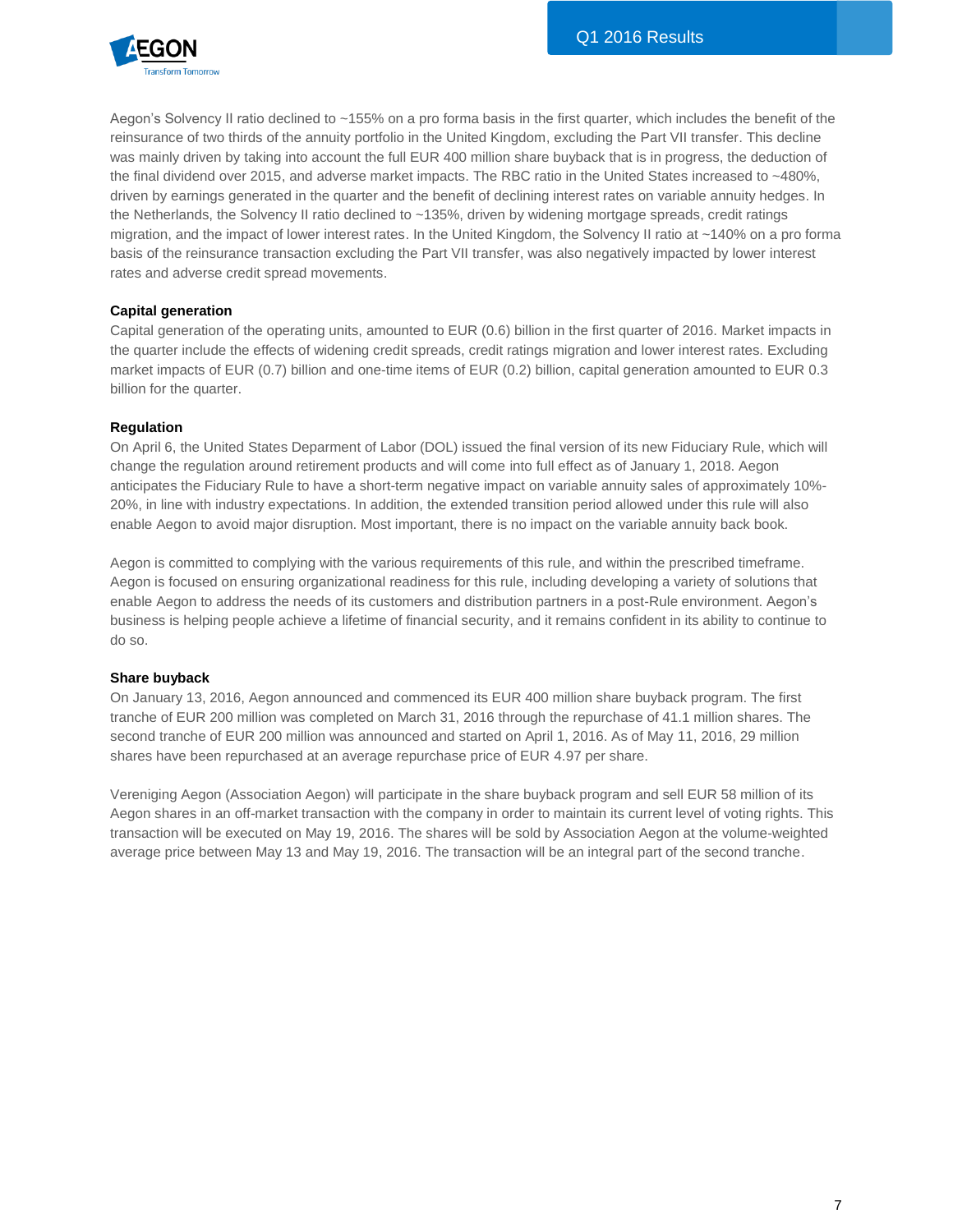Aegon's Solvency II ratio declined to ~155% on a pro forma basis in the first quarter, which includes the benefit of the reinsurance of two thirds of the annuity portfolio in the United Kingdom, excluding the Part VII transfer. This decline was mainly driven by taking into account the full EUR 400 million share buyback that is in progress, the deduction of the final dividend over 2015, and adverse market impacts. The RBC ratio in the United States increased to ~480%, driven by earnings generated in the quarter and the benefit of declining interest rates on variable annuity hedges. In the Netherlands, the Solvency II ratio declined to ~135%, driven by widening mortgage spreads, credit ratings migration, and the impact of lower interest rates. In the United Kingdom, the Solvency II ratio at ~140% on a pro forma basis of the reinsurance transaction excluding the Part VII transfer, was also negatively impacted by lower interest rates and adverse credit spread movements.

**Capital generation**

Capital generation of the operating units, amounted to EUR (0.6) billion in the first quarter of 2016. Market impacts in the quarter include the effects of widening credit spreads, credit ratings migration and lower interest rates. Excluding market impacts of EUR (0.7) billion and one-time items of EUR (0.2) billion, capital generation amounted to EUR 0.3 billion for the quarter.

**Regulation**

On April 6, the United States Deparment of Labor (DOL) issued the final version of its new Fiduciary Rule, which will change the regulation around retirement products and will come into full effect as of January 1, 2018. Aegon anticipates the Fiduciary Rule to have a short-term negative impact on variable annuity sales of approximately 10%-20%, in line with industry expectations. In addition, the extended transition period allowed under this rule will also enable Aegon to avoid major disruption. Most important, there is no impact on the variable annuity back book.

Aegon is committed to complying with the various requirements of this rule, and within the prescribed timeframe. Aegon is focused on ensuring organizational readiness for this rule, including developing a variety of solutions that enable Aegon to address the needs of its customers and distribution partners in a post-Rule environment. Aegon's business is helping people achieve a lifetime of financial security, and it remains confident in its ability to continue to do so.

**Share buyback**

On January 13, 2016, Aegon announced and commenced its EUR 400 million share buyback program. The first tranche of EUR 200 million was completed on March 31, 2016 through the repurchase of 41.1 million shares. The second tranche of EUR 200 million was announced and started on April 1, 2016. As of May 11, 2016, 29 million shares have been repurchased at an average repurchase price of EUR 4.97 per share.

Vereniging Aegon (Association Aegon) will participate in the share buyback program and sell EUR 58 million of its Aegon shares in an off-market transaction with the company in order to maintain its current level of voting rights. This transaction will be executed on May 19, 2016. The shares will be sold by Association Aegon at the volume-weighted average price between May 13 and May 19, 2016. The transaction will be an integral part of the second tranche.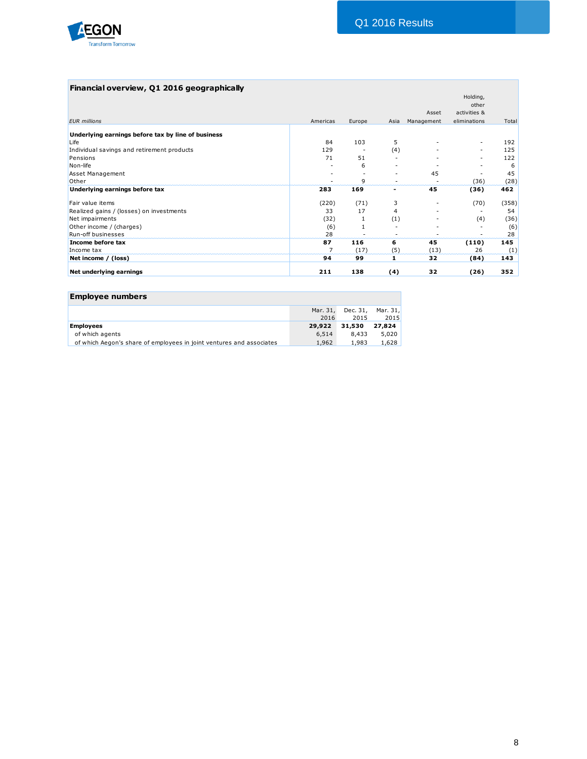## Financial overview, Q1 2016 geographically

| EUR millions | Americas | Europe | Asia | Asset Management | Holding, other activities & eliminations | Total |
|---|---|---|---|---|---|---|
| **Underlying earnings before tax by line of business** | | | | | | |
| Life | 84 | 103 | 5 | - | - | 192 |
| Individual savings and retirement products | 129 | - | (4) | - | - | 125 |
| Pensions | 71 | 51 | - | - | - | 122 |
| Non-life | - | 6 | - | - | - | 6 |
| Asset Management | - | - | - | 45 | - | 45 |
| Other | - | 9 | - | - | (36) | (28) |
| **Underlying earnings before tax** | **283** | **169** | **-** | **45** | **(36)** | **462** |
| | | | | | | |
| Fair value items | (220) | (71) | 3 | - | (70) | (358) |
| Realized gains / (losses) on investments | 33 | 17 | 4 | - | - | 54 |
| Net impairments | (32) | 1 | (1) | - | (4) | (36) |
| Other income / (charges) | (6) | 1 | - | - | - | (6) |
| Run-off businesses | 28 | - | - | - | - | 28 |
| **Income before tax** | **87** | **116** | **6** | **45** | **(110)** | **145** |
| Income tax | 7 | (17) | (5) | (13) | 26 | (1) |
| **Net income / (loss)** | **94** | **99** | **1** | **32** | **(84)** | **143** |
| | | | | | | |
| **Net underlying earnings** | **211** | **138** | **(4)** | **32** | **(26)** | **352** |

## Employee numbers

| | Mar. 31, 2016 | Dec. 31, 2015 | Mar. 31, 2015 |
|---|---|---|---|
| **Employees** | **29,922** | **31,530** | **27,824** |
| of which agents | 6,514 | 8,433 | 5,020 |
| of which Aegon's share of employees in joint ventures and associates | 1,962 | 1,983 | 1,628 |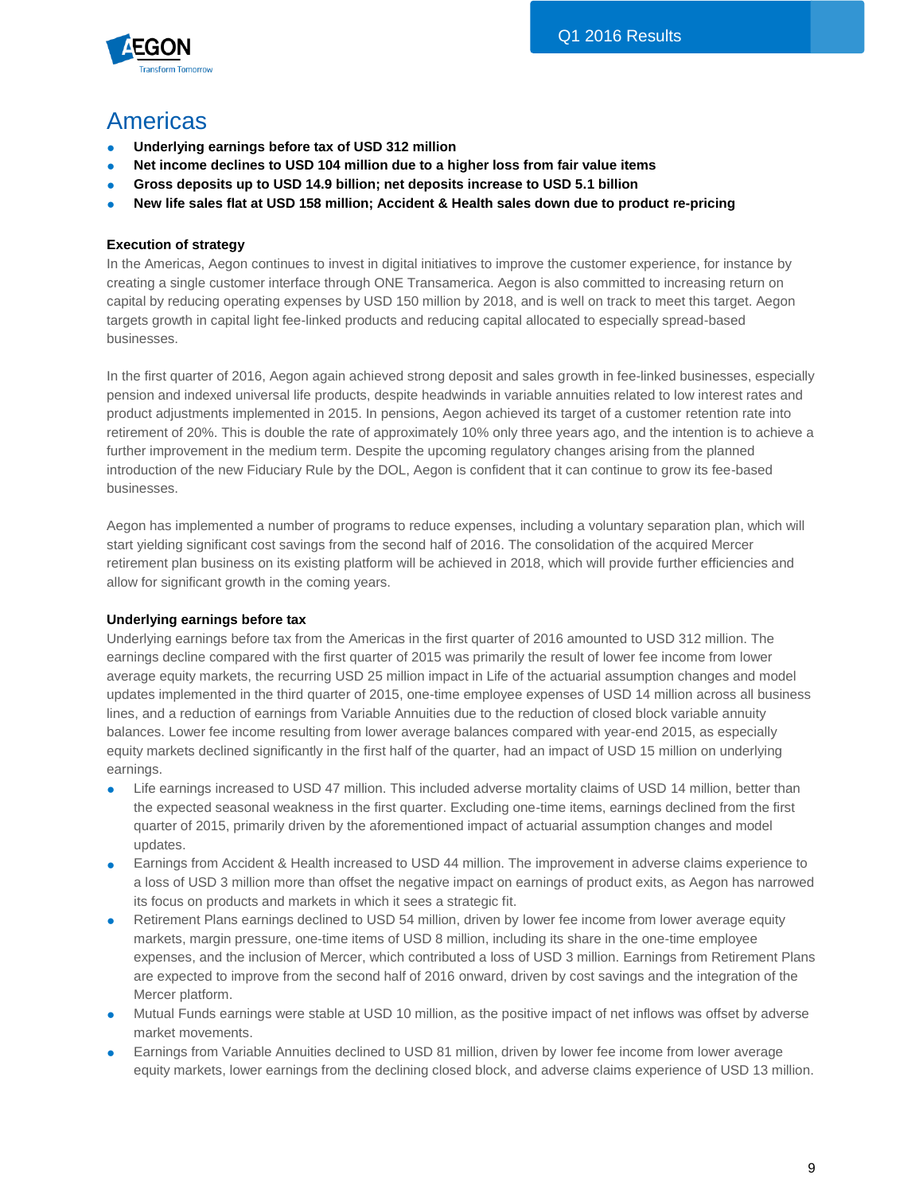# Americas

- **Underlying earnings before tax of USD 312 million**
- **Net income declines to USD 104 million due to a higher loss from fair value items**
- **Gross deposits up to USD 14.9 billion; net deposits increase to USD 5.1 billion**
- **New life sales flat at USD 158 million; Accident & Health sales down due to product re-pricing**

### Execution of strategy

In the Americas, Aegon continues to invest in digital initiatives to improve the customer experience, for instance by creating a single customer interface through ONE Transamerica. Aegon is also committed to increasing return on capital by reducing operating expenses by USD 150 million by 2018, and is well on track to meet this target. Aegon targets growth in capital light fee-linked products and reducing capital allocated to especially spread-based businesses.

In the first quarter of 2016, Aegon again achieved strong deposit and sales growth in fee-linked businesses, especially pension and indexed universal life products, despite headwinds in variable annuities related to low interest rates and product adjustments implemented in 2015. In pensions, Aegon achieved its target of a customer retention rate into retirement of 20%. This is double the rate of approximately 10% only three years ago, and the intention is to achieve a further improvement in the medium term. Despite the upcoming regulatory changes arising from the planned introduction of the new Fiduciary Rule by the DOL, Aegon is confident that it can continue to grow its fee-based businesses.

Aegon has implemented a number of programs to reduce expenses, including a voluntary separation plan, which will start yielding significant cost savings from the second half of 2016. The consolidation of the acquired Mercer retirement plan business on its existing platform will be achieved in 2018, which will provide further efficiencies and allow for significant growth in the coming years.

### Underlying earnings before tax

Underlying earnings before tax from the Americas in the first quarter of 2016 amounted to USD 312 million. The earnings decline compared with the first quarter of 2015 was primarily the result of lower fee income from lower average equity markets, the recurring USD 25 million impact in Life of the actuarial assumption changes and model updates implemented in the third quarter of 2015, one-time employee expenses of USD 14 million across all business lines, and a reduction of earnings from Variable Annuities due to the reduction of closed block variable annuity balances. Lower fee income resulting from lower average balances compared with year-end 2015, as especially equity markets declined significantly in the first half of the quarter, had an impact of USD 15 million on underlying earnings.

- Life earnings increased to USD 47 million. This included adverse mortality claims of USD 14 million, better than the expected seasonal weakness in the first quarter. Excluding one-time items, earnings declined from the first quarter of 2015, primarily driven by the aforementioned impact of actuarial assumption changes and model updates.
- Earnings from Accident & Health increased to USD 44 million. The improvement in adverse claims experience to a loss of USD 3 million more than offset the negative impact on earnings of product exits, as Aegon has narrowed its focus on products and markets in which it sees a strategic fit.
- Retirement Plans earnings declined to USD 54 million, driven by lower fee income from lower average equity markets, margin pressure, one-time items of USD 8 million, including its share in the one-time employee expenses, and the inclusion of Mercer, which contributed a loss of USD 3 million. Earnings from Retirement Plans are expected to improve from the second half of 2016 onward, driven by cost savings and the integration of the Mercer platform.
- Mutual Funds earnings were stable at USD 10 million, as the positive impact of net inflows was offset by adverse market movements.
- Earnings from Variable Annuities declined to USD 81 million, driven by lower fee income from lower average equity markets, lower earnings from the declining closed block, and adverse claims experience of USD 13 million.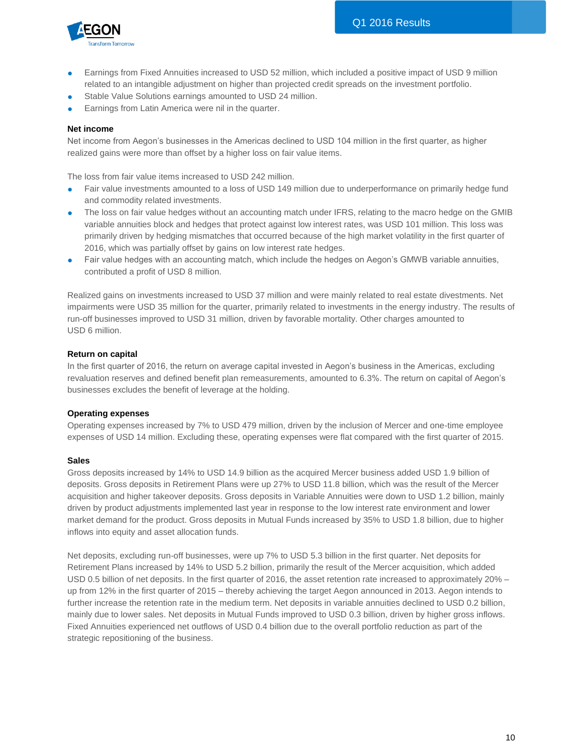- Earnings from Fixed Annuities increased to USD 52 million, which included a positive impact of USD 9 million related to an intangible adjustment on higher than projected credit spreads on the investment portfolio.
- Stable Value Solutions earnings amounted to USD 24 million.
- Earnings from Latin America were nil in the quarter.

**Net income**

Net income from Aegon's businesses in the Americas declined to USD 104 million in the first quarter, as higher realized gains were more than offset by a higher loss on fair value items.

The loss from fair value items increased to USD 242 million.

- Fair value investments amounted to a loss of USD 149 million due to underperformance on primarily hedge fund and commodity related investments.
- The loss on fair value hedges without an accounting match under IFRS, relating to the macro hedge on the GMIB variable annuities block and hedges that protect against low interest rates, was USD 101 million. This loss was primarily driven by hedging mismatches that occurred because of the high market volatility in the first quarter of 2016, which was partially offset by gains on low interest rate hedges.
- Fair value hedges with an accounting match, which include the hedges on Aegon's GMWB variable annuities, contributed a profit of USD 8 million.

Realized gains on investments increased to USD 37 million and were mainly related to real estate divestments. Net impairments were USD 35 million for the quarter, primarily related to investments in the energy industry. The results of run-off businesses improved to USD 31 million, driven by favorable mortality. Other charges amounted to USD 6 million.

**Return on capital**

In the first quarter of 2016, the return on average capital invested in Aegon's business in the Americas, excluding revaluation reserves and defined benefit plan remeasurements, amounted to 6.3%. The return on capital of Aegon's businesses excludes the benefit of leverage at the holding.

**Operating expenses**

Operating expenses increased by 7% to USD 479 million, driven by the inclusion of Mercer and one-time employee expenses of USD 14 million. Excluding these, operating expenses were flat compared with the first quarter of 2015.

**Sales**

Gross deposits increased by 14% to USD 14.9 billion as the acquired Mercer business added USD 1.9 billion of deposits. Gross deposits in Retirement Plans were up 27% to USD 11.8 billion, which was the result of the Mercer acquisition and higher takeover deposits. Gross deposits in Variable Annuities were down to USD 1.2 billion, mainly driven by product adjustments implemented last year in response to the low interest rate environment and lower market demand for the product. Gross deposits in Mutual Funds increased by 35% to USD 1.8 billion, due to higher inflows into equity and asset allocation funds.

Net deposits, excluding run-off businesses, were up 7% to USD 5.3 billion in the first quarter. Net deposits for Retirement Plans increased by 14% to USD 5.2 billion, primarily the result of the Mercer acquisition, which added USD 0.5 billion of net deposits. In the first quarter of 2016, the asset retention rate increased to approximately 20% – up from 12% in the first quarter of 2015 – thereby achieving the target Aegon announced in 2013. Aegon intends to further increase the retention rate in the medium term. Net deposits in variable annuities declined to USD 0.2 billion, mainly due to lower sales. Net deposits in Mutual Funds improved to USD 0.3 billion, driven by higher gross inflows. Fixed Annuities experienced net outflows of USD 0.4 billion due to the overall portfolio reduction as part of the strategic repositioning of the business.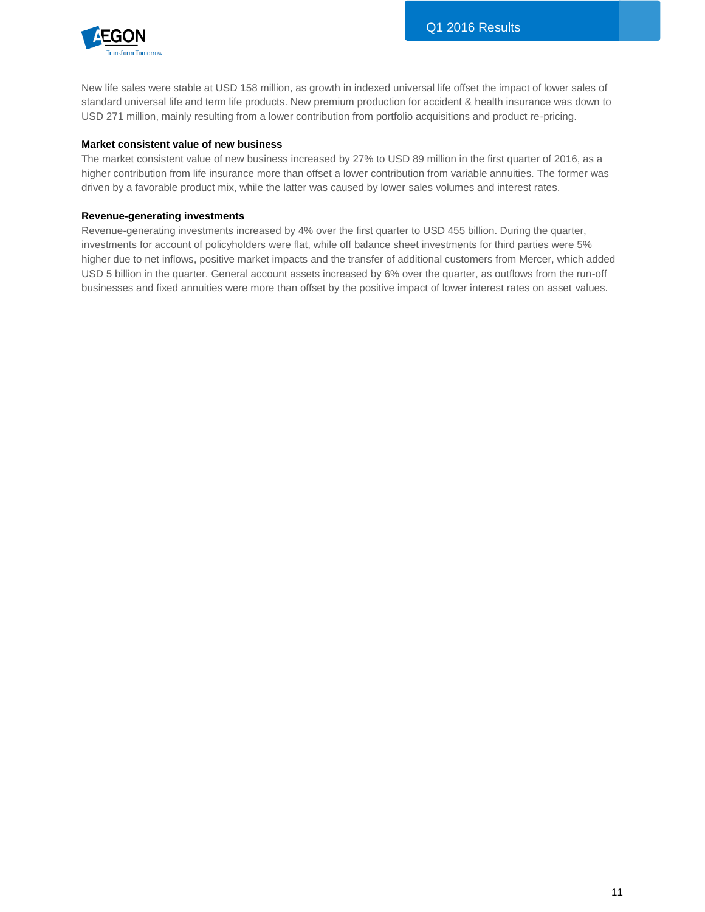New life sales were stable at USD 158 million, as growth in indexed universal life offset the impact of lower sales of standard universal life and term life products. New premium production for accident & health insurance was down to USD 271 million, mainly resulting from a lower contribution from portfolio acquisitions and product re-pricing.

**Market consistent value of new business**

The market consistent value of new business increased by 27% to USD 89 million in the first quarter of 2016, as a higher contribution from life insurance more than offset a lower contribution from variable annuities. The former was driven by a favorable product mix, while the latter was caused by lower sales volumes and interest rates.

**Revenue-generating investments**

Revenue-generating investments increased by 4% over the first quarter to USD 455 billion. During the quarter, investments for account of policyholders were flat, while off balance sheet investments for third parties were 5% higher due to net inflows, positive market impacts and the transfer of additional customers from Mercer, which added USD 5 billion in the quarter. General account assets increased by 6% over the quarter, as outflows from the run-off businesses and fixed annuities were more than offset by the positive impact of lower interest rates on asset values.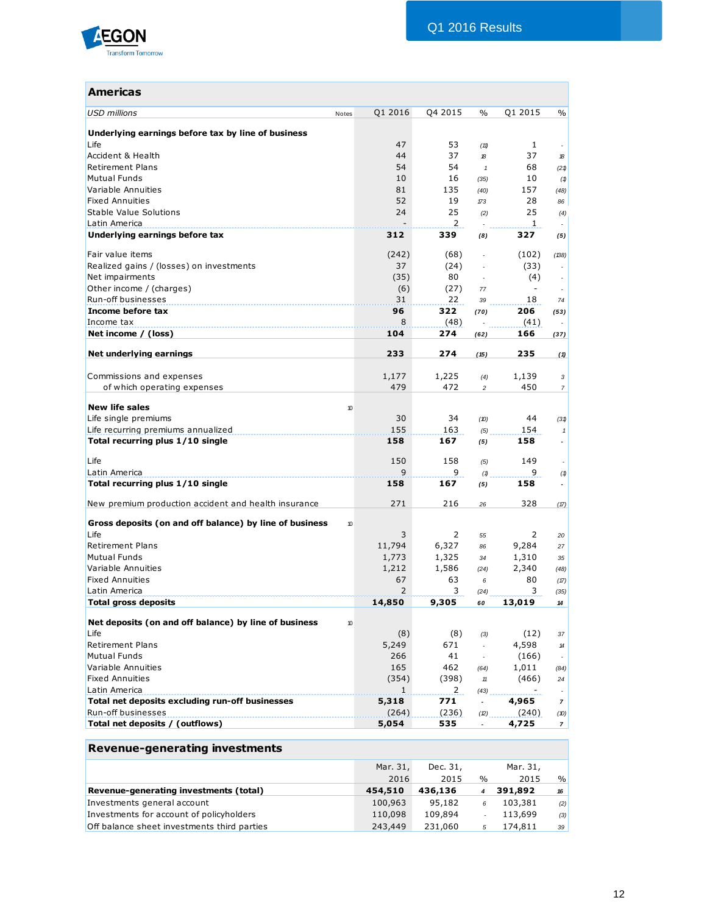## Americas

| USD millions | Notes | Q1 2016 | Q4 2015 | % | Q1 2015 | % |
|---|---|---|---|---|---|---|
| **Underlying earnings before tax by line of business** | | | | | | |
| Life | | 47 | 53 | (11) | 1 | - |
| Accident & Health | | 44 | 37 | 18 | 37 | 18 |
| Retirement Plans | | 54 | 54 | 1 | 68 | (21) |
| Mutual Funds | | 10 | 16 | (35) | 10 | (1) |
| Variable Annuities | | 81 | 135 | (40) | 157 | (48) |
| Fixed Annuities | | 52 | 19 | 173 | 28 | 86 |
| Stable Value Solutions | | 24 | 25 | (2) | 25 | (4) |
| Latin America | | - | 2 | - | 1 | - |
| **Underlying earnings before tax** | | **312** | **339** | **(8)** | **327** | **(5)** |
| | | | | | | |
| Fair value items | | (242) | (68) | - | (102) | (138) |
| Realized gains / (losses) on investments | | 37 | (24) | - | (33) | - |
| Net impairments | | (35) | 80 | - | (4) | - |
| Other income / (charges) | | (6) | (27) | 77 | - | - |
| Run-off businesses | | 31 | 22 | 39 | 18 | 74 |
| **Income before tax** | | **96** | **322** | **(70)** | **206** | **(53)** |
| Income tax | | 8 | (48) | - | (41) | - |
| **Net income / (loss)** | | **104** | **274** | **(62)** | **166** | **(37)** |
| | | | | | | |
| **Net underlying earnings** | | **233** | **274** | **(15)** | **235** | **(1)** |
| | | | | | | |
| Commissions and expenses | | 1,177 | 1,225 | (4) | 1,139 | 3 |
| of which operating expenses | | 479 | 472 | 2 | 450 | 7 |
| | | | | | | |
| **New life sales** | 10 | | | | | |
| Life single premiums | | 30 | 34 | (10) | 44 | (31) |
| Life recurring premiums annualized | | 155 | 163 | (5) | 154 | 1 |
| **Total recurring plus 1/10 single** | | **158** | **167** | **(5)** | **158** | **-** |
| | | | | | | |
| Life | | 150 | 158 | (5) | 149 | - |
| Latin America | | 9 | 9 | (1) | 9 | (1) |
| **Total recurring plus 1/10 single** | | **158** | **167** | **(5)** | **158** | **-** |
| | | | | | | |
| New premium production accident and health insurance | | 271 | 216 | 26 | 328 | (17) |
| | | | | | | |
| **Gross deposits (on and off balance) by line of business** | 10 | | | | | |
| Life | | 3 | 2 | 55 | 2 | 20 |
| Retirement Plans | | 11,794 | 6,327 | 86 | 9,284 | 27 |
| Mutual Funds | | 1,773 | 1,325 | 34 | 1,310 | 35 |
| Variable Annuities | | 1,212 | 1,586 | (24) | 2,340 | (48) |
| Fixed Annuities | | 67 | 63 | 6 | 80 | (17) |
| Latin America | | 2 | 3 | (24) | 3 | (35) |
| **Total gross deposits** | | **14,850** | **9,305** | **60** | **13,019** | **14** |
| | | | | | | |
| **Net deposits (on and off balance) by line of business** | 10 | | | | | |
| Life | | (8) | (8) | (3) | (12) | 37 |
| Retirement Plans | | 5,249 | 671 | - | 4,598 | 14 |
| Mutual Funds | | 266 | 41 | - | (166) | - |
| Variable Annuities | | 165 | 462 | (64) | 1,011 | (84) |
| Fixed Annuities | | (354) | (398) | 11 | (466) | 24 |
| Latin America | | 1 | 2 | (43) | - | - |
| **Total net deposits excluding run-off businesses** | | **5,318** | **771** | **-** | **4,965** | **7** |
| Run-off businesses | | (264) | (236) | (12) | (240) | (10) |
| **Total net deposits / (outflows)** | | **5,054** | **535** | **-** | **4,725** | **7** |

## Revenue-generating investments

| | Mar. 31, 2016 | Dec. 31, 2015 | % | Mar. 31, 2015 | % |
|---|---|---|---|---|---|
| **Revenue-generating investments (total)** | **454,510** | **436,136** | **4** | **391,892** | **16** |
| Investments general account | 100,963 | 95,182 | 6 | 103,381 | (2) |
| Investments for account of policyholders | 110,098 | 109,894 | - | 113,699 | (3) |
| Off balance sheet investments third parties | 243,449 | 231,060 | 5 | 174,811 | 39 |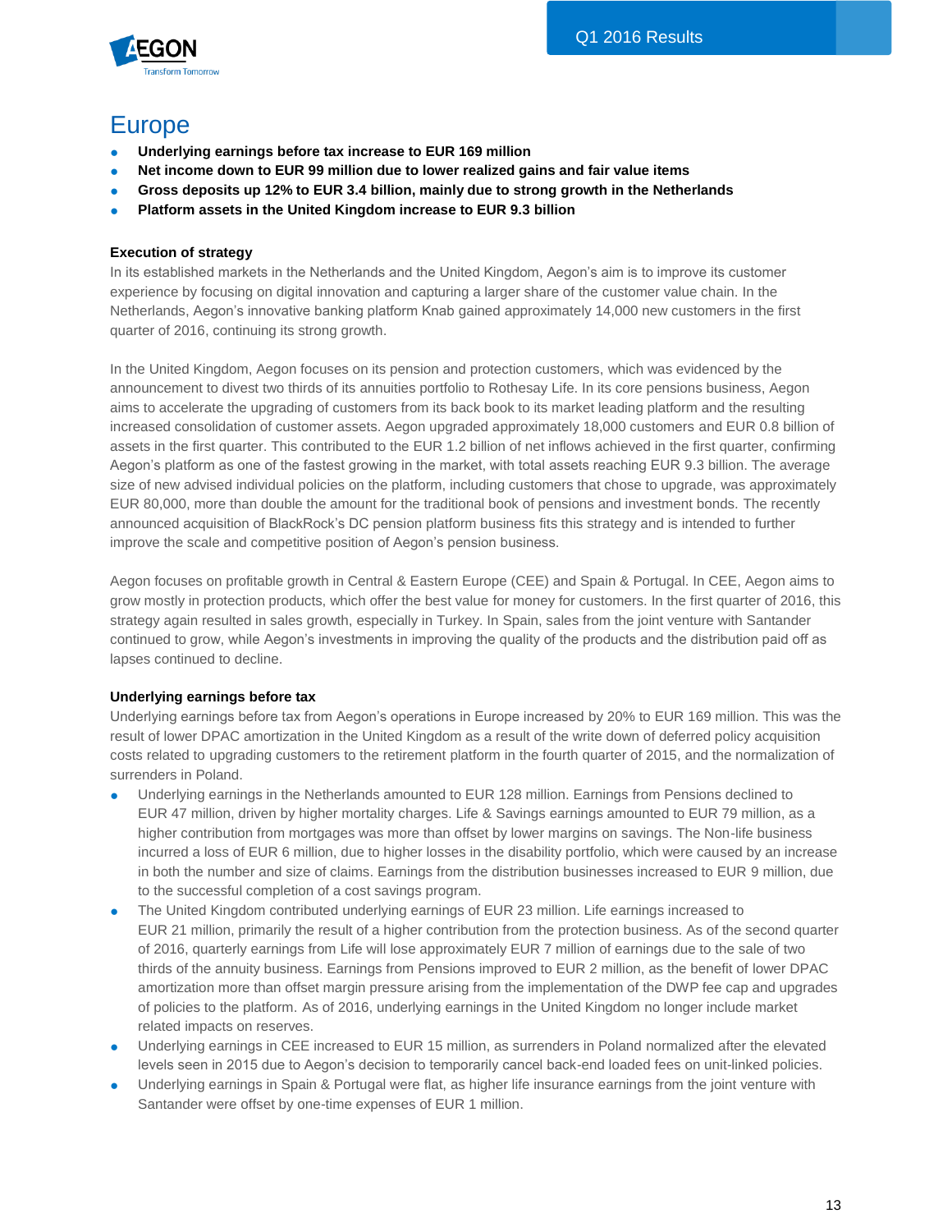# Europe

- **Underlying earnings before tax increase to EUR 169 million**
- **Net income down to EUR 99 million due to lower realized gains and fair value items**
- **Gross deposits up 12% to EUR 3.4 billion, mainly due to strong growth in the Netherlands**
- **Platform assets in the United Kingdom increase to EUR 9.3 billion**

### Execution of strategy

In its established markets in the Netherlands and the United Kingdom, Aegon's aim is to improve its customer experience by focusing on digital innovation and capturing a larger share of the customer value chain. In the Netherlands, Aegon's innovative banking platform Knab gained approximately 14,000 new customers in the first quarter of 2016, continuing its strong growth.

In the United Kingdom, Aegon focuses on its pension and protection customers, which was evidenced by the announcement to divest two thirds of its annuities portfolio to Rothesay Life. In its core pensions business, Aegon aims to accelerate the upgrading of customers from its back book to its market leading platform and the resulting increased consolidation of customer assets. Aegon upgraded approximately 18,000 customers and EUR 0.8 billion of assets in the first quarter. This contributed to the EUR 1.2 billion of net inflows achieved in the first quarter, confirming Aegon's platform as one of the fastest growing in the market, with total assets reaching EUR 9.3 billion. The average size of new advised individual policies on the platform, including customers that chose to upgrade, was approximately EUR 80,000, more than double the amount for the traditional book of pensions and investment bonds. The recently announced acquisition of BlackRock's DC pension platform business fits this strategy and is intended to further improve the scale and competitive position of Aegon's pension business.

Aegon focuses on profitable growth in Central & Eastern Europe (CEE) and Spain & Portugal. In CEE, Aegon aims to grow mostly in protection products, which offer the best value for money for customers. In the first quarter of 2016, this strategy again resulted in sales growth, especially in Turkey. In Spain, sales from the joint venture with Santander continued to grow, while Aegon's investments in improving the quality of the products and the distribution paid off as lapses continued to decline.

### Underlying earnings before tax

Underlying earnings before tax from Aegon's operations in Europe increased by 20% to EUR 169 million. This was the result of lower DPAC amortization in the United Kingdom as a result of the write down of deferred policy acquisition costs related to upgrading customers to the retirement platform in the fourth quarter of 2015, and the normalization of surrenders in Poland.

- Underlying earnings in the Netherlands amounted to EUR 128 million. Earnings from Pensions declined to EUR 47 million, driven by higher mortality charges. Life & Savings earnings amounted to EUR 79 million, as a higher contribution from mortgages was more than offset by lower margins on savings. The Non-life business incurred a loss of EUR 6 million, due to higher losses in the disability portfolio, which were caused by an increase in both the number and size of claims. Earnings from the distribution businesses increased to EUR 9 million, due to the successful completion of a cost savings program.
- The United Kingdom contributed underlying earnings of EUR 23 million. Life earnings increased to EUR 21 million, primarily the result of a higher contribution from the protection business. As of the second quarter of 2016, quarterly earnings from Life will lose approximately EUR 7 million of earnings due to the sale of two thirds of the annuity business. Earnings from Pensions improved to EUR 2 million, as the benefit of lower DPAC amortization more than offset margin pressure arising from the implementation of the DWP fee cap and upgrades of policies to the platform. As of 2016, underlying earnings in the United Kingdom no longer include market related impacts on reserves.
- Underlying earnings in CEE increased to EUR 15 million, as surrenders in Poland normalized after the elevated levels seen in 2015 due to Aegon's decision to temporarily cancel back-end loaded fees on unit-linked policies.
- Underlying earnings in Spain & Portugal were flat, as higher life insurance earnings from the joint venture with Santander were offset by one-time expenses of EUR 1 million.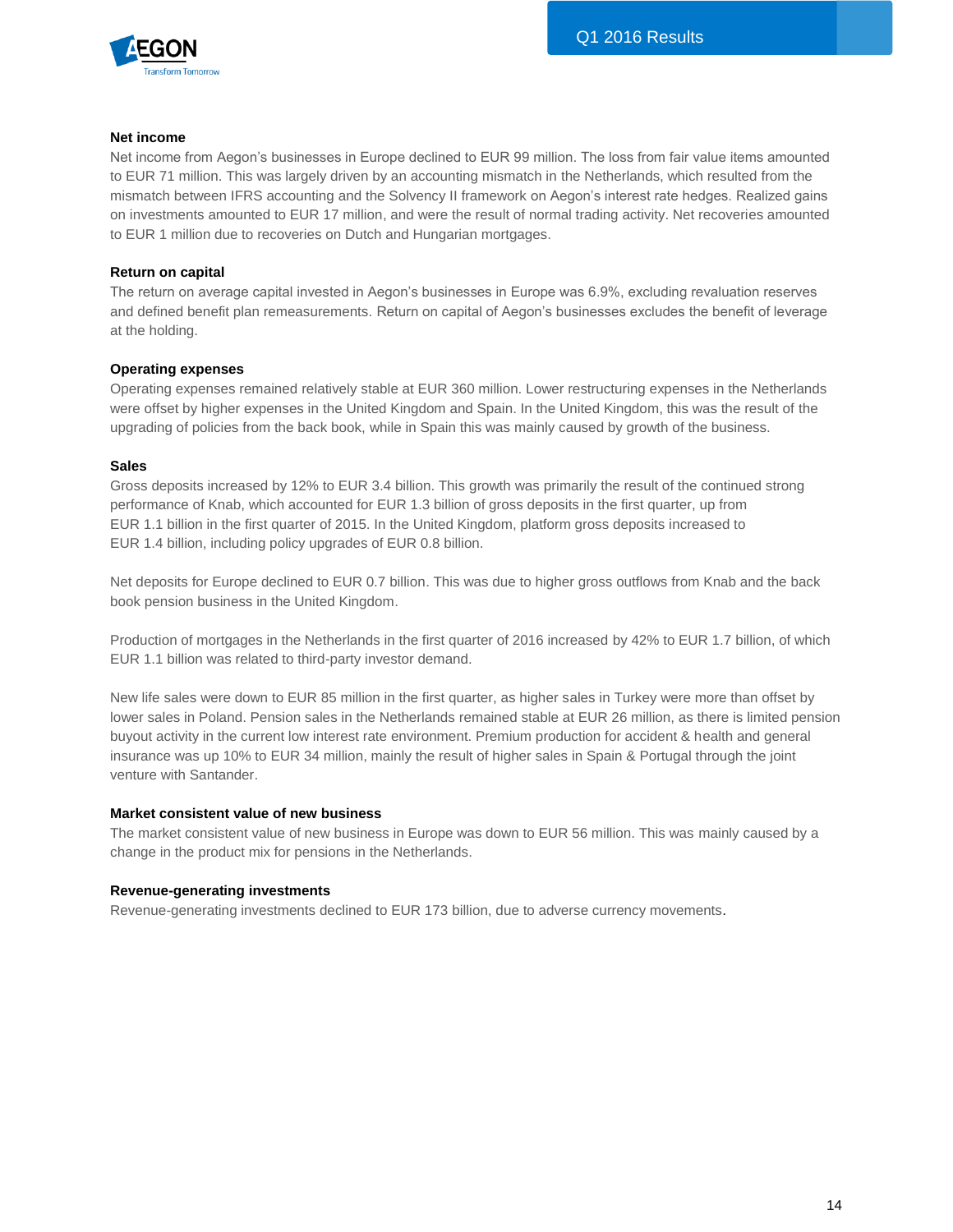### Net income

Net income from Aegon's businesses in Europe declined to EUR 99 million. The loss from fair value items amounted to EUR 71 million. This was largely driven by an accounting mismatch in the Netherlands, which resulted from the mismatch between IFRS accounting and the Solvency II framework on Aegon's interest rate hedges. Realized gains on investments amounted to EUR 17 million, and were the result of normal trading activity. Net recoveries amounted to EUR 1 million due to recoveries on Dutch and Hungarian mortgages.

### Return on capital

The return on average capital invested in Aegon's businesses in Europe was 6.9%, excluding revaluation reserves and defined benefit plan remeasurements. Return on capital of Aegon's businesses excludes the benefit of leverage at the holding.

### Operating expenses

Operating expenses remained relatively stable at EUR 360 million. Lower restructuring expenses in the Netherlands were offset by higher expenses in the United Kingdom and Spain. In the United Kingdom, this was the result of the upgrading of policies from the back book, while in Spain this was mainly caused by growth of the business.

### Sales

Gross deposits increased by 12% to EUR 3.4 billion. This growth was primarily the result of the continued strong performance of Knab, which accounted for EUR 1.3 billion of gross deposits in the first quarter, up from EUR 1.1 billion in the first quarter of 2015. In the United Kingdom, platform gross deposits increased to EUR 1.4 billion, including policy upgrades of EUR 0.8 billion.

Net deposits for Europe declined to EUR 0.7 billion. This was due to higher gross outflows from Knab and the back book pension business in the United Kingdom.

Production of mortgages in the Netherlands in the first quarter of 2016 increased by 42% to EUR 1.7 billion, of which EUR 1.1 billion was related to third-party investor demand.

New life sales were down to EUR 85 million in the first quarter, as higher sales in Turkey were more than offset by lower sales in Poland. Pension sales in the Netherlands remained stable at EUR 26 million, as there is limited pension buyout activity in the current low interest rate environment. Premium production for accident & health and general insurance was up 10% to EUR 34 million, mainly the result of higher sales in Spain & Portugal through the joint venture with Santander.

### Market consistent value of new business

The market consistent value of new business in Europe was down to EUR 56 million. This was mainly caused by a change in the product mix for pensions in the Netherlands.

### Revenue-generating investments

Revenue-generating investments declined to EUR 173 billion, due to adverse currency movements.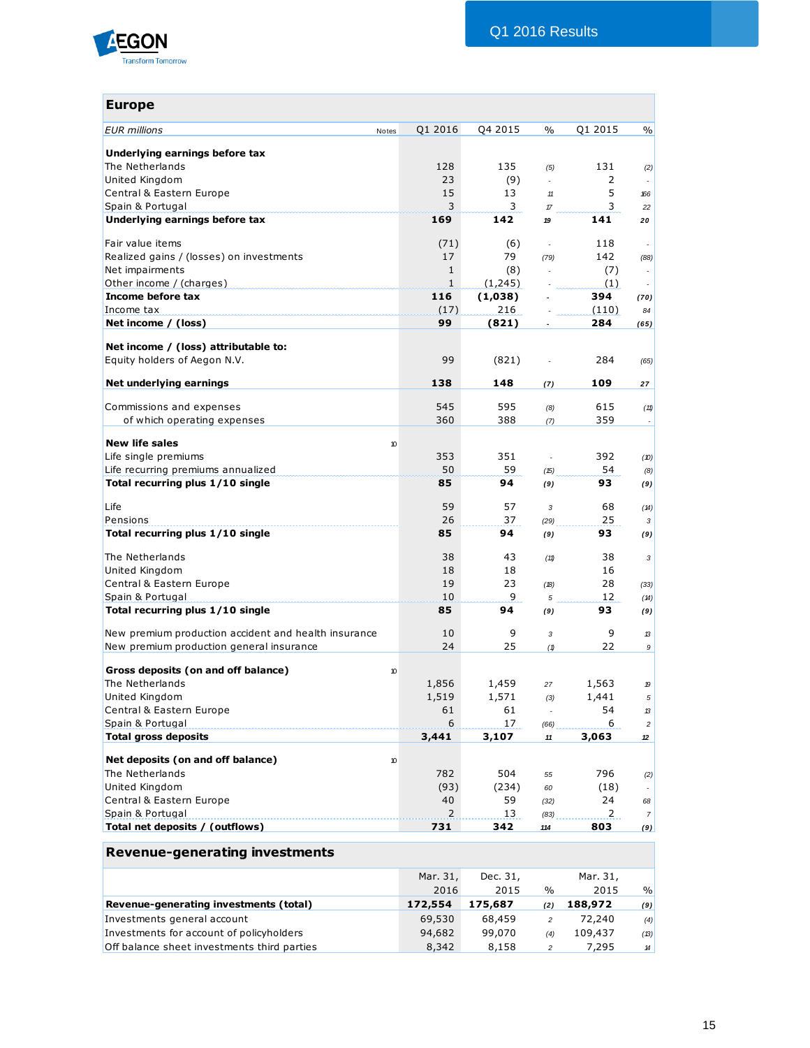## Europe

| EUR millions | Notes | Q1 2016 | Q4 2015 | % | Q1 2015 | % |
|---|---|---|---|---|---|---|
| **Underlying earnings before tax** | | | | | | |
| The Netherlands | | 128 | 135 | (5) | 131 | (2) |
| United Kingdom | | 23 | (9) | - | 2 | - |
| Central & Eastern Europe | | 15 | 13 | 11 | 5 | 166 |
| Spain & Portugal | | 3 | 3 | 17 | 3 | 22 |
| **Underlying earnings before tax** | | **169** | **142** | **19** | **141** | **20** |
| | | | | | | |
| Fair value items | | (71) | (6) | - | 118 | - |
| Realized gains / (losses) on investments | | 17 | 79 | (79) | 142 | (88) |
| Net impairments | | 1 | (8) | - | (7) | - |
| Other income / (charges) | | 1 | (1,245) | - | (1) | - |
| **Income before tax** | | **116** | **(1,038)** | **-** | **394** | **(70)** |
| Income tax | | (17) | 216 | - | (110) | 84 |
| **Net income / (loss)** | | **99** | **(821)** | **-** | **284** | **(65)** |
| | | | | | | |
| **Net income / (loss) attributable to:** | | | | | | |
| Equity holders of Aegon N.V. | | 99 | (821) | - | 284 | (65) |
| | | | | | | |
| **Net underlying earnings** | | **138** | **148** | **(7)** | **109** | **27** |
| | | | | | | |
| Commissions and expenses | | 545 | 595 | (8) | 615 | (11) |
| of which operating expenses | | 360 | 388 | (7) | 359 | - |
| | | | | | | |
| **New life sales** | 10 | | | | | |
| Life single premiums | | 353 | 351 | - | 392 | (10) |
| Life recurring premiums annualized | | 50 | 59 | (15) | 54 | (8) |
| **Total recurring plus 1/10 single** | | **85** | **94** | **(9)** | **93** | **(9)** |
| | | | | | | |
| Life | | 59 | 57 | 3 | 68 | (14) |
| Pensions | | 26 | 37 | (29) | 25 | 3 |
| **Total recurring plus 1/10 single** | | **85** | **94** | **(9)** | **93** | **(9)** |
| | | | | | | |
| The Netherlands | | 38 | 43 | (11) | 38 | 3 |
| United Kingdom | | 18 | 18 | | 16 | |
| Central & Eastern Europe | | 19 | 23 | (18) | 28 | (33) |
| Spain & Portugal | | 10 | 9 | 5 | 12 | (14) |
| **Total recurring plus 1/10 single** | | **85** | **94** | **(9)** | **93** | **(9)** |
| | | | | | | |
| New premium production accident and health insurance | | 10 | 9 | 3 | 9 | 13 |
| New premium production general insurance | | 24 | 25 | (1) | 22 | 9 |
| | | | | | | |
| **Gross deposits (on and off balance)** | 10 | | | | | |
| The Netherlands | | 1,856 | 1,459 | 27 | 1,563 | 19 |
| United Kingdom | | 1,519 | 1,571 | (3) | 1,441 | 5 |
| Central & Eastern Europe | | 61 | 61 | - | 54 | 13 |
| Spain & Portugal | | 6 | 17 | (66) | 6 | 2 |
| **Total gross deposits** | | **3,441** | **3,107** | **11** | **3,063** | **12** |
| | | | | | | |
| **Net deposits (on and off balance)** | 10 | | | | | |
| The Netherlands | | 782 | 504 | 55 | 796 | (2) |
| United Kingdom | | (93) | (234) | 60 | (18) | - |
| Central & Eastern Europe | | 40 | 59 | (32) | 24 | 68 |
| Spain & Portugal | | 2 | 13 | (83) | 2 | 7 |
| **Total net deposits / (outflows)** | | **731** | **342** | **114** | **803** | **(9)** |

## Revenue-generating investments

| | Mar. 31, 2016 | Dec. 31, 2015 | % | Mar. 31, 2015 | % |
|---|---|---|---|---|---|
| **Revenue-generating investments (total)** | **172,554** | **175,687** | **(2)** | **188,972** | **(9)** |
| Investments general account | 69,530 | 68,459 | 2 | 72,240 | (4) |
| Investments for account of policyholders | 94,682 | 99,070 | (4) | 109,437 | (13) |
| Off balance sheet investments third parties | 8,342 | 8,158 | 2 | 7,295 | 14 |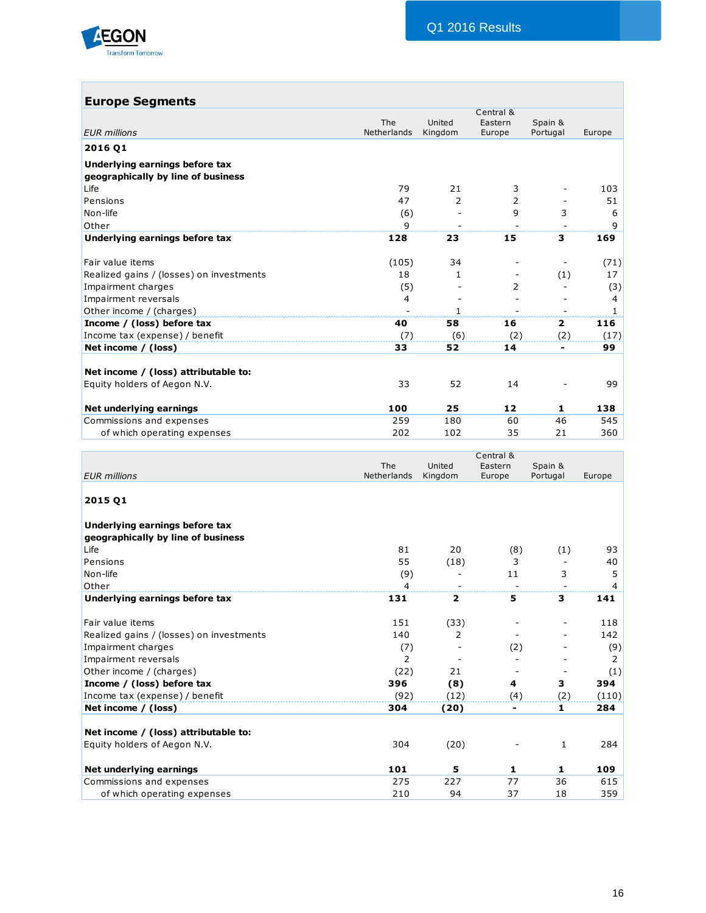## Europe Segments

| *EUR millions* | The Netherlands | United Kingdom | Central & Eastern Europe | Spain & Portugal | Europe |
|---|---|---|---|---|---|
| **2016 Q1** | | | | | |
| **Underlying earnings before tax geographically by line of business** | | | | | |
| Life | 79 | 21 | 3 | - | 103 |
| Pensions | 47 | 2 | 2 | - | 51 |
| Non-life | (6) | - | 9 | 3 | 6 |
| Other | 9 | - | - | - | 9 |
| **Underlying earnings before tax** | **128** | **23** | **15** | **3** | **169** |
| | | | | | |
| Fair value items | (105) | 34 | - | - | (71) |
| Realized gains / (losses) on investments | 18 | 1 | - | (1) | 17 |
| Impairment charges | (5) | - | 2 | - | (3) |
| Impairment reversals | 4 | - | - | - | 4 |
| Other income / (charges) | - | 1 | - | - | 1 |
| **Income / (loss) before tax** | **40** | **58** | **16** | **2** | **116** |
| Income tax (expense) / benefit | (7) | (6) | (2) | (2) | (17) |
| **Net income / (loss)** | **33** | **52** | **14** | **-** | **99** |
| | | | | | |
| **Net income / (loss) attributable to:** | | | | | |
| Equity holders of Aegon N.V. | 33 | 52 | 14 | - | 99 |
| | | | | | |
| **Net underlying earnings** | **100** | **25** | **12** | **1** | **138** |
| Commissions and expenses | 259 | 180 | 60 | 46 | 545 |
| of which operating expenses | 202 | 102 | 35 | 21 | 360 |

| *EUR millions* | The Netherlands | United Kingdom | Central & Eastern Europe | Spain & Portugal | Europe |
|---|---|---|---|---|---|
| **2015 Q1** | | | | | |
| **Underlying earnings before tax geographically by line of business** | | | | | |
| Life | 81 | 20 | (8) | (1) | 93 |
| Pensions | 55 | (18) | 3 | - | 40 |
| Non-life | (9) | - | 11 | 3 | 5 |
| Other | 4 | - | - | - | 4 |
| **Underlying earnings before tax** | **131** | **2** | **5** | **3** | **141** |
| | | | | | |
| Fair value items | 151 | (33) | - | - | 118 |
| Realized gains / (losses) on investments | 140 | 2 | - | - | 142 |
| Impairment charges | (7) | - | (2) | - | (9) |
| Impairment reversals | 2 | - | - | - | 2 |
| Other income / (charges) | (22) | 21 | - | - | (1) |
| **Income / (loss) before tax** | **396** | **(8)** | **4** | **3** | **394** |
| Income tax (expense) / benefit | (92) | (12) | (4) | (2) | (110) |
| **Net income / (loss)** | **304** | **(20)** | **-** | **1** | **284** |
| | | | | | |
| **Net income / (loss) attributable to:** | | | | | |
| Equity holders of Aegon N.V. | 304 | (20) | - | 1 | 284 |
| | | | | | |
| **Net underlying earnings** | **101** | **5** | **1** | **1** | **109** |
| Commissions and expenses | 275 | 227 | 77 | 36 | 615 |
| of which operating expenses | 210 | 94 | 37 | 18 | 359 |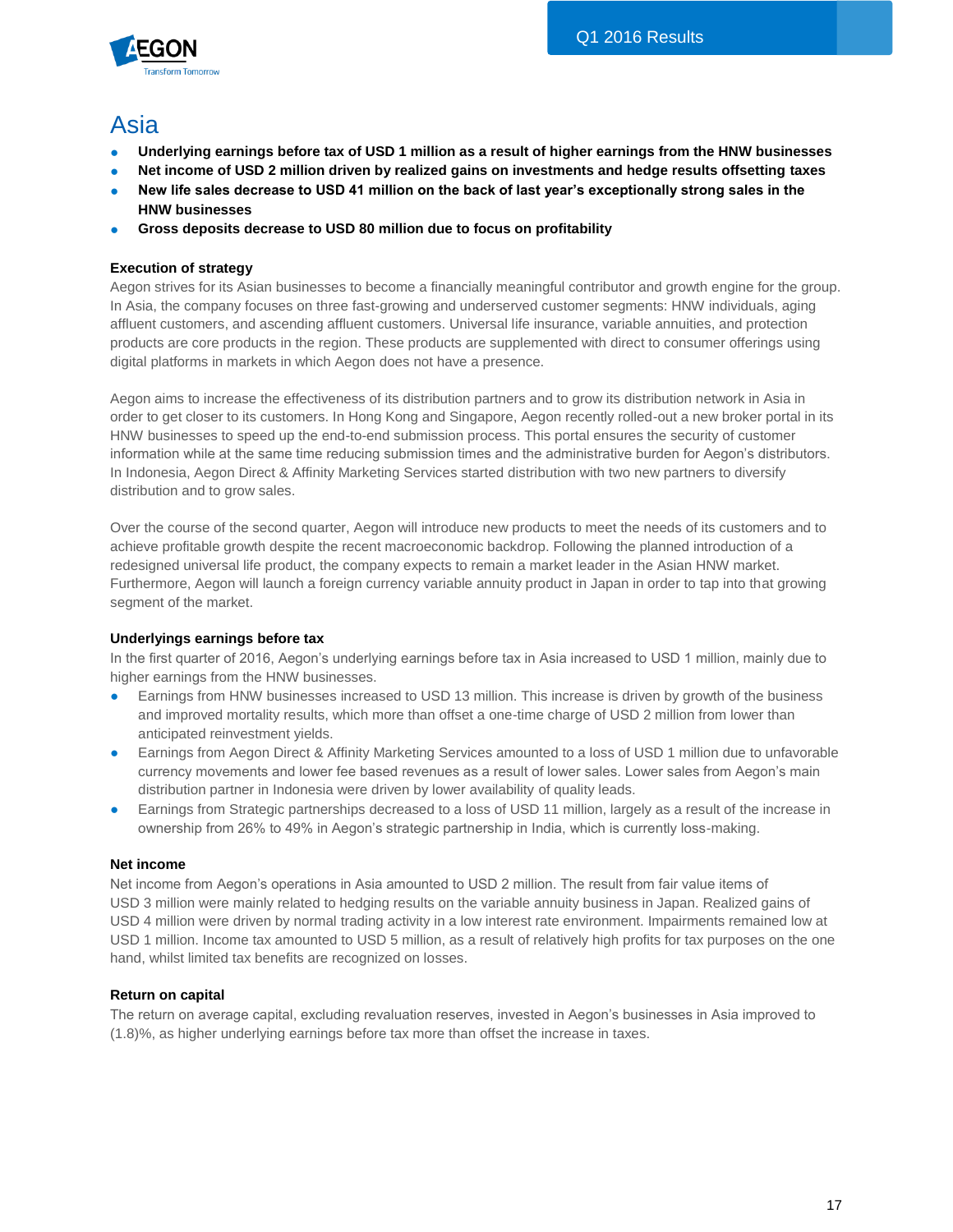# Asia

- **Underlying earnings before tax of USD 1 million as a result of higher earnings from the HNW businesses**
- **Net income of USD 2 million driven by realized gains on investments and hedge results offsetting taxes**
- **New life sales decrease to USD 41 million on the back of last year's exceptionally strong sales in the HNW businesses**
- **Gross deposits decrease to USD 80 million due to focus on profitability**

### Execution of strategy

Aegon strives for its Asian businesses to become a financially meaningful contributor and growth engine for the group. In Asia, the company focuses on three fast-growing and underserved customer segments: HNW individuals, aging affluent customers, and ascending affluent customers. Universal life insurance, variable annuities, and protection products are core products in the region. These products are supplemented with direct to consumer offerings using digital platforms in markets in which Aegon does not have a presence.

Aegon aims to increase the effectiveness of its distribution partners and to grow its distribution network in Asia in order to get closer to its customers. In Hong Kong and Singapore, Aegon recently rolled-out a new broker portal in its HNW businesses to speed up the end-to-end submission process. This portal ensures the security of customer information while at the same time reducing submission times and the administrative burden for Aegon's distributors. In Indonesia, Aegon Direct & Affinity Marketing Services started distribution with two new partners to diversify distribution and to grow sales.

Over the course of the second quarter, Aegon will introduce new products to meet the needs of its customers and to achieve profitable growth despite the recent macroeconomic backdrop. Following the planned introduction of a redesigned universal life product, the company expects to remain a market leader in the Asian HNW market. Furthermore, Aegon will launch a foreign currency variable annuity product in Japan in order to tap into that growing segment of the market.

### Underlyings earnings before tax

In the first quarter of 2016, Aegon's underlying earnings before tax in Asia increased to USD 1 million, mainly due to higher earnings from the HNW businesses.

- Earnings from HNW businesses increased to USD 13 million. This increase is driven by growth of the business and improved mortality results, which more than offset a one-time charge of USD 2 million from lower than anticipated reinvestment yields.
- Earnings from Aegon Direct & Affinity Marketing Services amounted to a loss of USD 1 million due to unfavorable currency movements and lower fee based revenues as a result of lower sales. Lower sales from Aegon's main distribution partner in Indonesia were driven by lower availability of quality leads.
- Earnings from Strategic partnerships decreased to a loss of USD 11 million, largely as a result of the increase in ownership from 26% to 49% in Aegon's strategic partnership in India, which is currently loss-making.

### Net income

Net income from Aegon's operations in Asia amounted to USD 2 million. The result from fair value items of USD 3 million were mainly related to hedging results on the variable annuity business in Japan. Realized gains of USD 4 million were driven by normal trading activity in a low interest rate environment. Impairments remained low at USD 1 million. Income tax amounted to USD 5 million, as a result of relatively high profits for tax purposes on the one hand, whilst limited tax benefits are recognized on losses.

### Return on capital

The return on average capital, excluding revaluation reserves, invested in Aegon's businesses in Asia improved to (1.8)%, as higher underlying earnings before tax more than offset the increase in taxes.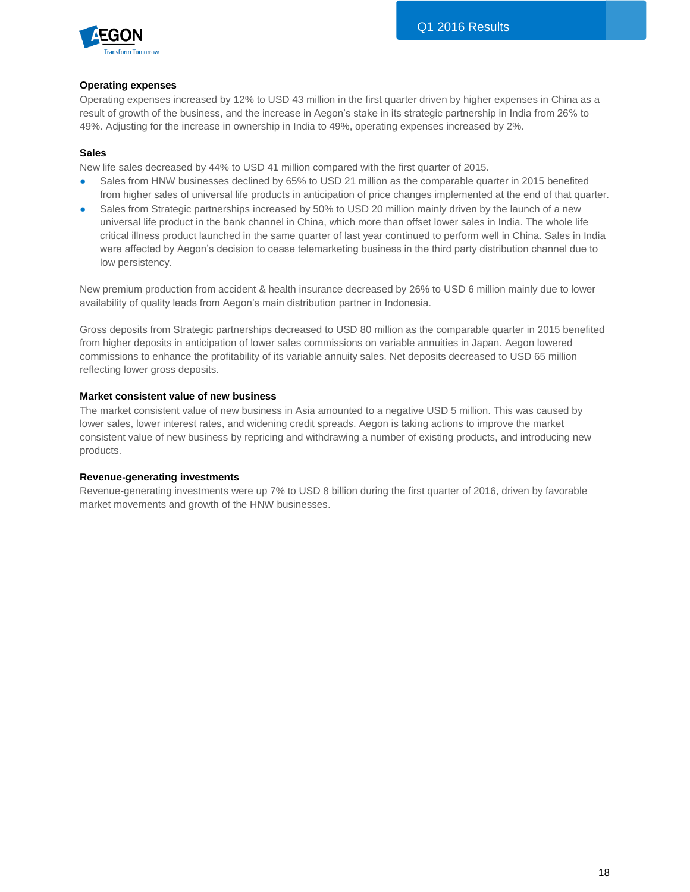### Operating expenses

Operating expenses increased by 12% to USD 43 million in the first quarter driven by higher expenses in China as a result of growth of the business, and the increase in Aegon's stake in its strategic partnership in India from 26% to 49%. Adjusting for the increase in ownership in India to 49%, operating expenses increased by 2%.

### Sales

New life sales decreased by 44% to USD 41 million compared with the first quarter of 2015.

- Sales from HNW businesses declined by 65% to USD 21 million as the comparable quarter in 2015 benefited from higher sales of universal life products in anticipation of price changes implemented at the end of that quarter.
- Sales from Strategic partnerships increased by 50% to USD 20 million mainly driven by the launch of a new universal life product in the bank channel in China, which more than offset lower sales in India. The whole life critical illness product launched in the same quarter of last year continued to perform well in China. Sales in India were affected by Aegon's decision to cease telemarketing business in the third party distribution channel due to low persistency.

New premium production from accident & health insurance decreased by 26% to USD 6 million mainly due to lower availability of quality leads from Aegon's main distribution partner in Indonesia.

Gross deposits from Strategic partnerships decreased to USD 80 million as the comparable quarter in 2015 benefited from higher deposits in anticipation of lower sales commissions on variable annuities in Japan. Aegon lowered commissions to enhance the profitability of its variable annuity sales. Net deposits decreased to USD 65 million reflecting lower gross deposits.

### Market consistent value of new business

The market consistent value of new business in Asia amounted to a negative USD 5 million. This was caused by lower sales, lower interest rates, and widening credit spreads. Aegon is taking actions to improve the market consistent value of new business by repricing and withdrawing a number of existing products, and introducing new products.

### Revenue-generating investments

Revenue-generating investments were up 7% to USD 8 billion during the first quarter of 2016, driven by favorable market movements and growth of the HNW businesses.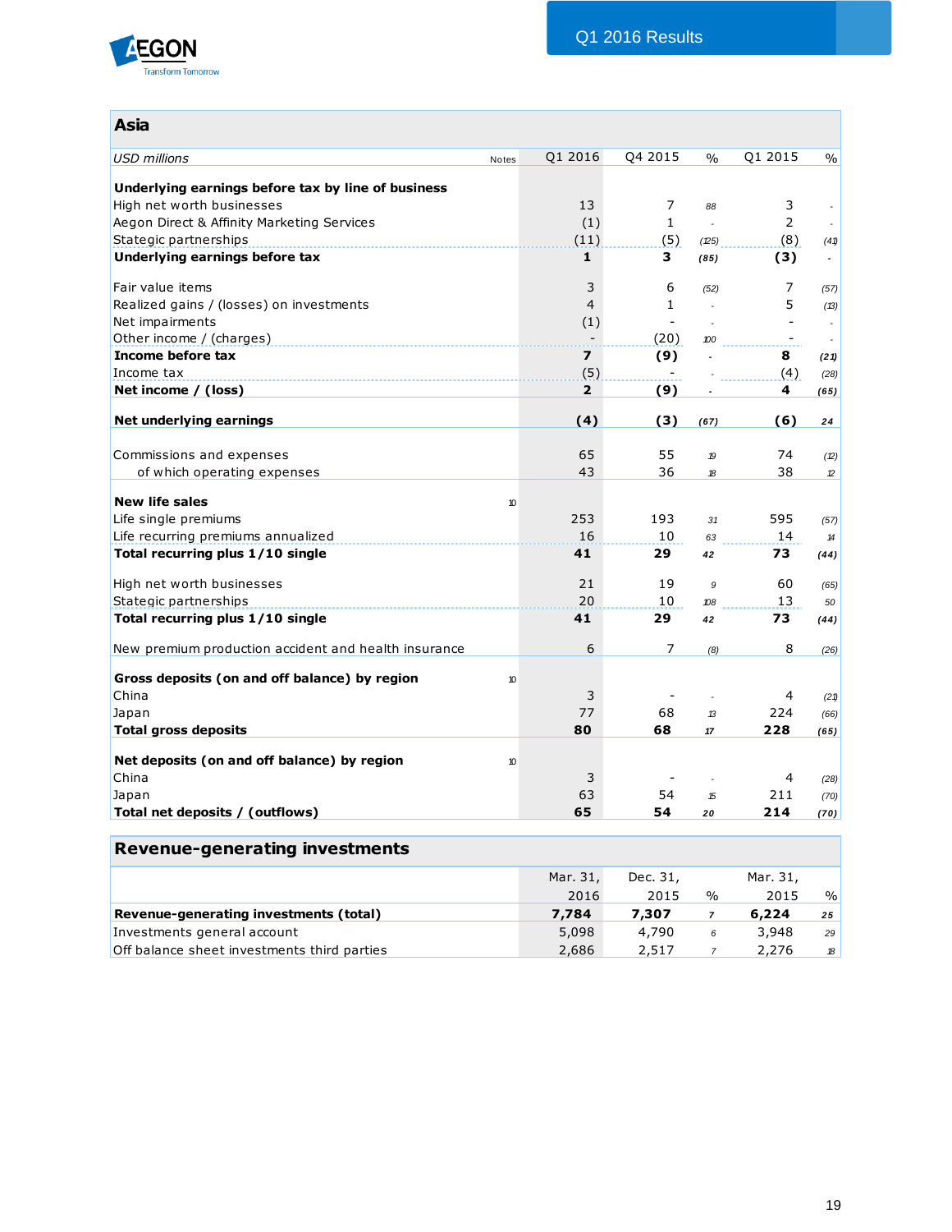## Asia

| *USD millions* | Notes | Q1 2016 | Q4 2015 | % | Q1 2015 | % |
|---|---|---|---|---|---|---|
| **Underlying earnings before tax by line of business** | | | | | | |
| High net worth businesses | | 13 | 7 | 88 | 3 | - |
| Aegon Direct & Affinity Marketing Services | | (1) | 1 | - | 2 | - |
| Stategic partnerships | | (11) | (5) | (125) | (8) | (41) |
| **Underlying earnings before tax** | | **1** | **3** | **(85)** | **(3)** | - |
| | | | | | | |
| Fair value items | | 3 | 6 | (52) | 7 | (57) |
| Realized gains / (losses) on investments | | 4 | 1 | - | 5 | (13) |
| Net impairments | | (1) | - | - | - | - |
| Other income / (charges) | | - | (20) | 100 | - | - |
| **Income before tax** | | **7** | **(9)** | - | **8** | **(21)** |
| Income tax | | (5) | - | - | (4) | (28) |
| **Net income / (loss)** | | **2** | **(9)** | - | **4** | **(65)** |
| | | | | | | |
| **Net underlying earnings** | | **(4)** | **(3)** | **(67)** | **(6)** | **24** |
| | | | | | | |
| Commissions and expenses | | 65 | 55 | 19 | 74 | (12) |
| of which operating expenses | | 43 | 36 | 18 | 38 | 12 |
| | | | | | | |
| **New life sales** | 10 | | | | | |
| Life single premiums | | 253 | 193 | 31 | 595 | (57) |
| Life recurring premiums annualized | | 16 | 10 | 63 | 14 | 14 |
| **Total recurring plus 1/10 single** | | **41** | **29** | **42** | **73** | **(44)** |
| | | | | | | |
| High net worth businesses | | 21 | 19 | 9 | 60 | (65) |
| Stategic partnerships | | 20 | 10 | 108 | 13 | 50 |
| **Total recurring plus 1/10 single** | | **41** | **29** | **42** | **73** | **(44)** |
| | | | | | | |
| New premium production accident and health insurance | | 6 | 7 | (8) | 8 | (26) |
| | | | | | | |
| **Gross deposits (on and off balance) by region** | 10 | | | | | |
| China | | 3 | - | - | 4 | (21) |
| Japan | | 77 | 68 | 13 | 224 | (66) |
| **Total gross deposits** | | **80** | **68** | **17** | **228** | **(65)** |
| | | | | | | |
| **Net deposits (on and off balance) by region** | 10 | | | | | |
| China | | 3 | - | - | 4 | (28) |
| Japan | | 63 | 54 | 15 | 211 | (70) |
| **Total net deposits / (outflows)** | | **65** | **54** | **20** | **214** | **(70)** |

## Revenue-generating investments

| | Mar. 31, 2016 | Dec. 31, 2015 | % | Mar. 31, 2015 | % |
|---|---|---|---|---|---|
| **Revenue-generating investments (total)** | **7,784** | **7,307** | **7** | **6,224** | **25** |
| Investments general account | 5,098 | 4,790 | 6 | 3,948 | 29 |
| Off balance sheet investments third parties | 2,686 | 2,517 | 7 | 2,276 | 18 |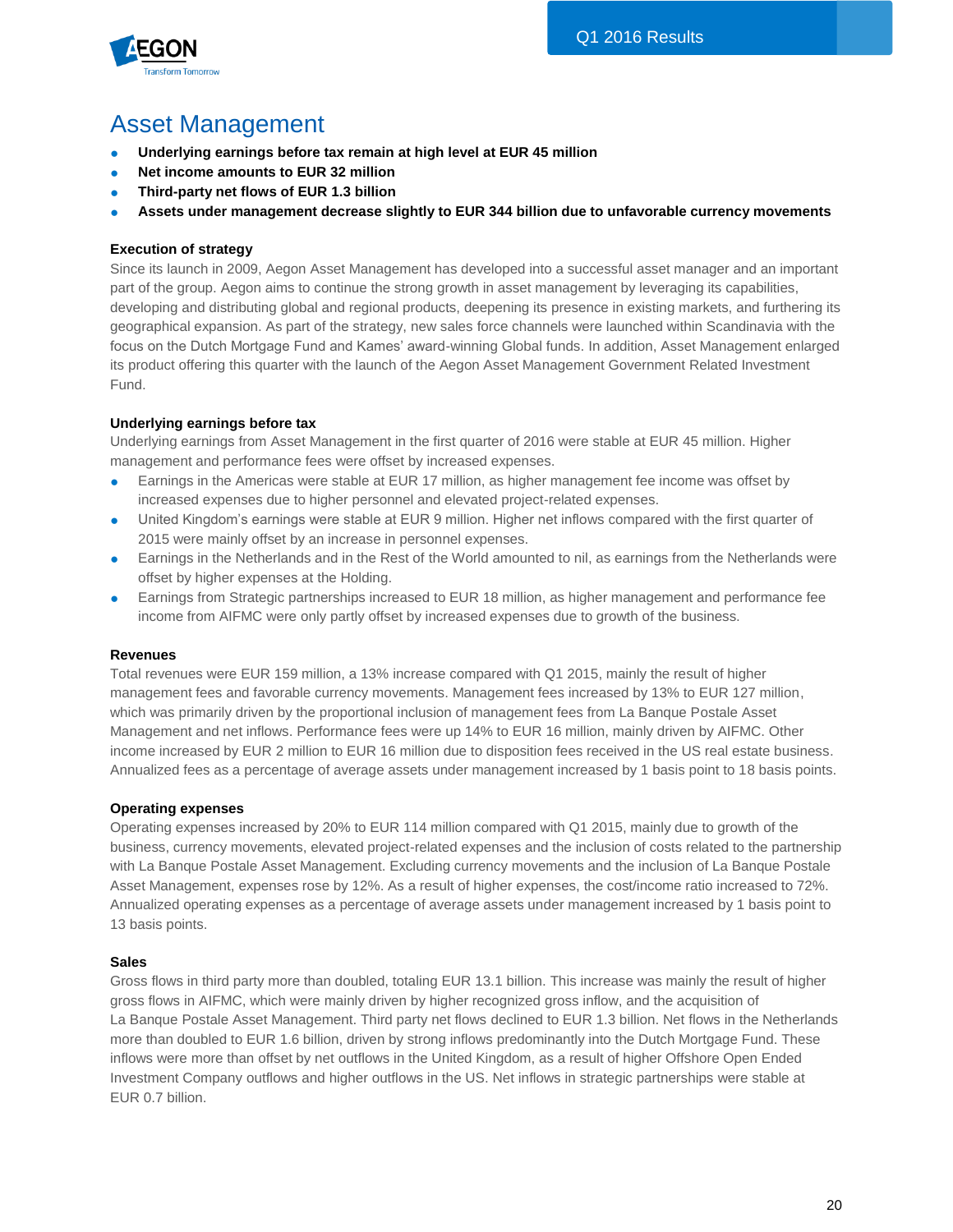# Asset Management

- **Underlying earnings before tax remain at high level at EUR 45 million**
- **Net income amounts to EUR 32 million**
- **Third-party net flows of EUR 1.3 billion**
- **Assets under management decrease slightly to EUR 344 billion due to unfavorable currency movements**

### Execution of strategy

Since its launch in 2009, Aegon Asset Management has developed into a successful asset manager and an important part of the group. Aegon aims to continue the strong growth in asset management by leveraging its capabilities, developing and distributing global and regional products, deepening its presence in existing markets, and furthering its geographical expansion. As part of the strategy, new sales force channels were launched within Scandinavia with the focus on the Dutch Mortgage Fund and Kames' award-winning Global funds. In addition, Asset Management enlarged its product offering this quarter with the launch of the Aegon Asset Management Government Related Investment Fund.

### Underlying earnings before tax

Underlying earnings from Asset Management in the first quarter of 2016 were stable at EUR 45 million. Higher management and performance fees were offset by increased expenses.

- Earnings in the Americas were stable at EUR 17 million, as higher management fee income was offset by increased expenses due to higher personnel and elevated project-related expenses.
- United Kingdom's earnings were stable at EUR 9 million. Higher net inflows compared with the first quarter of 2015 were mainly offset by an increase in personnel expenses.
- Earnings in the Netherlands and in the Rest of the World amounted to nil, as earnings from the Netherlands were offset by higher expenses at the Holding.
- Earnings from Strategic partnerships increased to EUR 18 million, as higher management and performance fee income from AIFMC were only partly offset by increased expenses due to growth of the business.

### Revenues

Total revenues were EUR 159 million, a 13% increase compared with Q1 2015, mainly the result of higher management fees and favorable currency movements. Management fees increased by 13% to EUR 127 million, which was primarily driven by the proportional inclusion of management fees from La Banque Postale Asset Management and net inflows. Performance fees were up 14% to EUR 16 million, mainly driven by AIFMC. Other income increased by EUR 2 million to EUR 16 million due to disposition fees received in the US real estate business. Annualized fees as a percentage of average assets under management increased by 1 basis point to 18 basis points.

### Operating expenses

Operating expenses increased by 20% to EUR 114 million compared with Q1 2015, mainly due to growth of the business, currency movements, elevated project-related expenses and the inclusion of costs related to the partnership with La Banque Postale Asset Management. Excluding currency movements and the inclusion of La Banque Postale Asset Management, expenses rose by 12%. As a result of higher expenses, the cost/income ratio increased to 72%. Annualized operating expenses as a percentage of average assets under management increased by 1 basis point to 13 basis points.

### Sales

Gross flows in third party more than doubled, totaling EUR 13.1 billion. This increase was mainly the result of higher gross flows in AIFMC, which were mainly driven by higher recognized gross inflow, and the acquisition of La Banque Postale Asset Management. Third party net flows declined to EUR 1.3 billion. Net flows in the Netherlands more than doubled to EUR 1.6 billion, driven by strong inflows predominantly into the Dutch Mortgage Fund. These inflows were more than offset by net outflows in the United Kingdom, as a result of higher Offshore Open Ended Investment Company outflows and higher outflows in the US. Net inflows in strategic partnerships were stable at EUR 0.7 billion.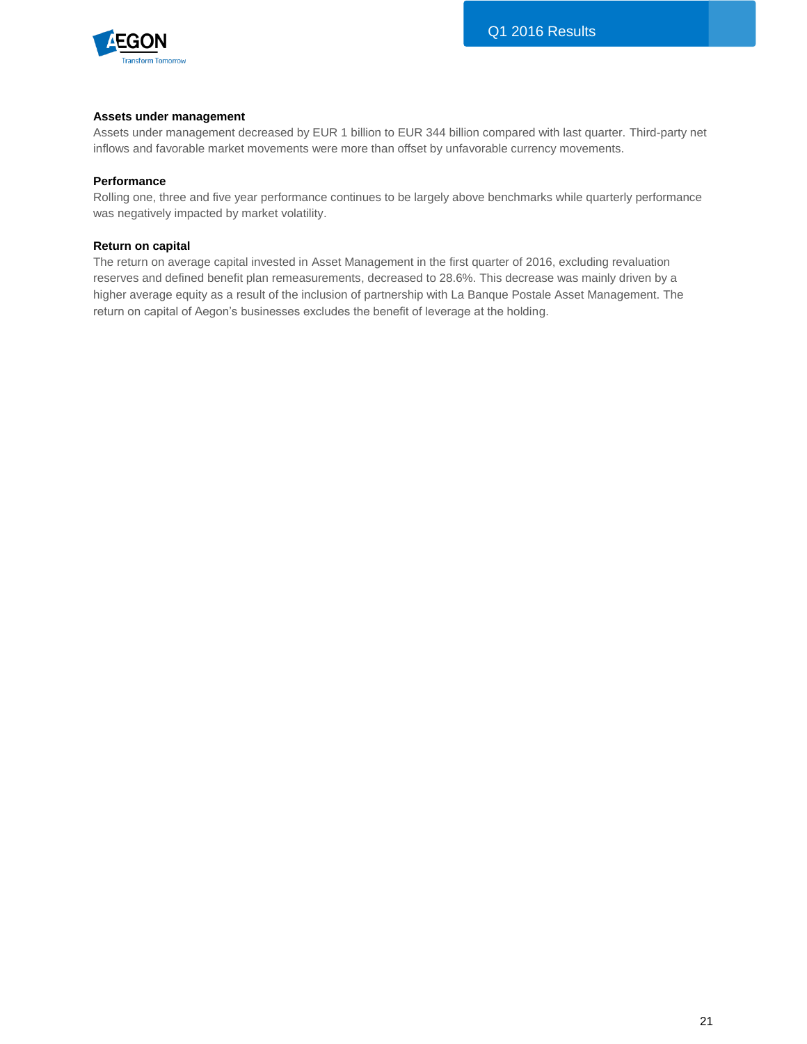**Assets under management**

Assets under management decreased by EUR 1 billion to EUR 344 billion compared with last quarter. Third-party net inflows and favorable market movements were more than offset by unfavorable currency movements.

**Performance**

Rolling one, three and five year performance continues to be largely above benchmarks while quarterly performance was negatively impacted by market volatility.

**Return on capital**

The return on average capital invested in Asset Management in the first quarter of 2016, excluding revaluation reserves and defined benefit plan remeasurements, decreased to 28.6%. This decrease was mainly driven by a higher average equity as a result of the inclusion of partnership with La Banque Postale Asset Management. The return on capital of Aegon's businesses excludes the benefit of leverage at the holding.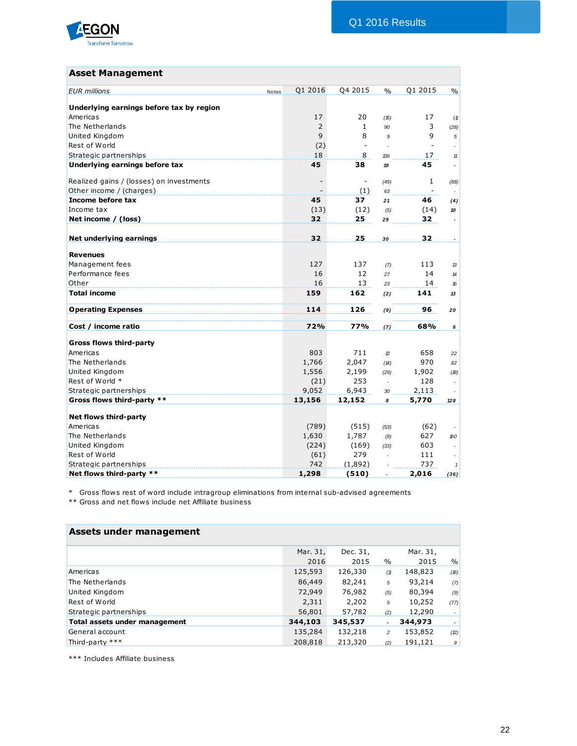## Asset Management

| EUR millions | Notes | Q1 2016 | Q4 2015 | % | Q1 2015 | % |
|---|---|---|---|---|---|---|
| **Underlying earnings before tax by region** | | | | | | |
| Americas | | 17 | 20 | (15) | 17 | (1) |
| The Netherlands | | 2 | 1 | 90 | 3 | (28) |
| United Kingdom | | 9 | 8 | 9 | 9 | 5 |
| Rest of World | | (2) | - | - | - | - |
| Strategic partnerships | | 18 | 8 | 136 | 17 | 11 |
| **Underlying earnings before tax** | | **45** | **38** | **19** | **45** | **-** |
| | | | | | | |
| Realized gains / (losses) on investments | | - | - | (49) | 1 | (88) |
| Other income / (charges) | | - | (1) | 63 | - | - |
| **Income before tax** | | **45** | **37** | **21** | **46** | **(4)** |
| Income tax | | (13) | (12) | (5) | (14) | 10 |
| **Net income / (loss)** | | **32** | **25** | **29** | **32** | **-** |
| | | | | | | |
| **Net underlying earnings** | | **32** | **25** | **30** | **32** | **-** |
| | | | | | | |
| **Revenues** | | | | | | |
| Management fees | | 127 | 137 | (7) | 113 | 13 |
| Performance fees | | 16 | 12 | 27 | 14 | 14 |
| Other | | 16 | 13 | 23 | 14 | 16 |
| **Total income** | | **159** | **162** | **(2)** | **141** | **13** |
| | | | | | | |
| **Operating Expenses** | | **114** | **126** | **(9)** | **96** | **20** |
| | | | | | | |
| **Cost / income ratio** | | **72%** | **77%** | **(7)** | **68%** | **6** |
| | | | | | | |
| **Gross flows third-party** | | | | | | |
| Americas | | 803 | 711 | 13 | 658 | 22 |
| The Netherlands | | 1,766 | 2,047 | (14) | 970 | 82 |
| United Kingdom | | 1,556 | 2,199 | (29) | 1,902 | (18) |
| Rest of World * | | (21) | 253 | - | 128 | - |
| Strategic partnerships | | 9,052 | 6,943 | 30 | 2,113 | - |
| **Gross flows third-party \*\*** | | **13,156** | **12,152** | **8** | **5,770** | **128** |
| | | | | | | |
| **Net flows third-party** | | | | | | |
| Americas | | (789) | (515) | (53) | (62) | - |
| The Netherlands | | 1,630 | 1,787 | (9) | 627 | 160 |
| United Kingdom | | (224) | (169) | (33) | 603 | - |
| Rest of World | | (61) | 279 | - | 111 | - |
| Strategic partnerships | | 742 | (1,892) | - | 737 | 1 |
| **Net flows third-party \*\*** | | **1,298** | **(510)** | **-** | **2,016** | **(36)** |

\* Gross flows rest of word include intragroup eliminations from internal sub-advised agreements
\*\* Gross and net flows include net Affiliate business

## Assets under management

| | Mar. 31, 2016 | Dec. 31, 2015 | % | Mar. 31, 2015 | % |
|---|---|---|---|---|---|
| Americas | 125,593 | 126,330 | (1) | 148,823 | (16) |
| The Netherlands | 86,449 | 82,241 | 5 | 93,214 | (7) |
| United Kingdom | 72,949 | 76,982 | (5) | 80,394 | (9) |
| Rest of World | 2,311 | 2,202 | 5 | 10,252 | (77) |
| Strategic partnerships | 56,801 | 57,782 | (2) | 12,290 | - |
| **Total assets under management** | **344,103** | **345,537** | **-** | **344,973** | **-** |
| General account | 135,284 | 132,218 | 2 | 153,852 | (12) |
| Third-party \*\*\* | 208,818 | 213,320 | (2) | 191,121 | 9 |

\*\*\* Includes Affiliate business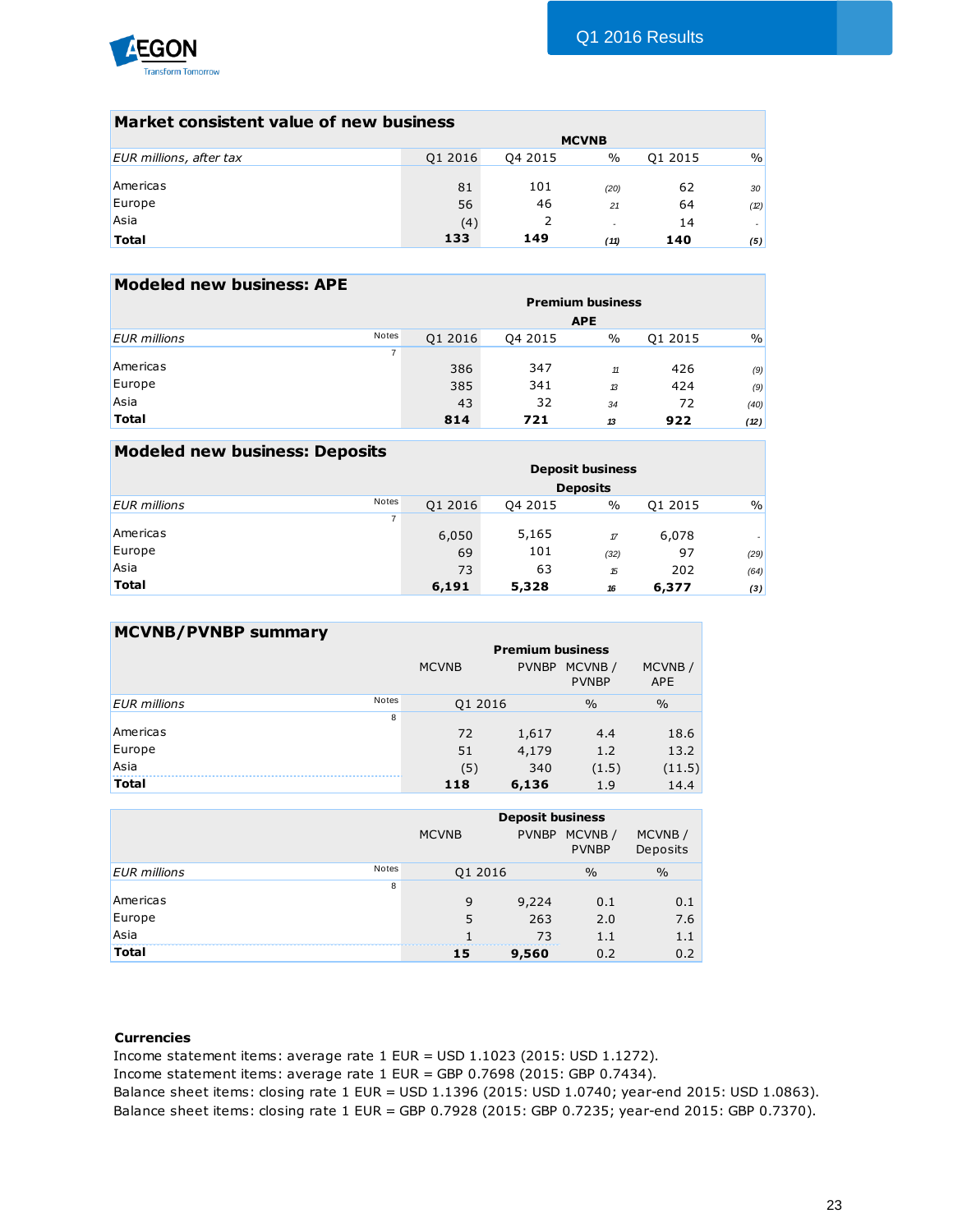## Market consistent value of new business

| EUR millions, after tax | MCVNB | | | | |
|---|---|---|---|---|---|
| | Q1 2016 | Q4 2015 | % | Q1 2015 | % |
| Americas | 81 | 101 | (20) | 62 | 30 |
| Europe | 56 | 46 | 21 | 64 | (12) |
| Asia | (4) | 2 | - | 14 | - |
| **Total** | **133** | **149** | **(11)** | **140** | **(5)** |

## Modeled new business: APE

| EUR millions | Notes | Premium business APE | | | | |
|---|---|---|---|---|---|---|
| | | Q1 2016 | Q4 2015 | % | Q1 2015 | % |
| | 7 | | | | | |
| Americas | | 386 | 347 | 11 | 426 | (9) |
| Europe | | 385 | 341 | 13 | 424 | (9) |
| Asia | | 43 | 32 | 34 | 72 | (40) |
| **Total** | | **814** | **721** | **13** | **922** | **(12)** |

## Modeled new business: Deposits

| EUR millions | Notes | Deposit business Deposits | | | | |
|---|---|---|---|---|---|---|
| | | Q1 2016 | Q4 2015 | % | Q1 2015 | % |
| | 7 | | | | | |
| Americas | | 6,050 | 5,165 | 17 | 6,078 | - |
| Europe | | 69 | 101 | (32) | 97 | (29) |
| Asia | | 73 | 63 | 15 | 202 | (64) |
| **Total** | | **6,191** | **5,328** | **16** | **6,377** | **(3)** |

## MCVNB/PVNBP summary

| | | Premium business | | | |
|---|---|---|---|---|---|
| | | MCVNB | PVNBP | MCVNB / PVNBP | MCVNB / APE |
| EUR millions | Notes | Q1 2016 | | % | % |
| | 8 | | | | |
| Americas | | 72 | 1,617 | 4.4 | 18.6 |
| Europe | | 51 | 4,179 | 1.2 | 13.2 |
| Asia | | (5) | 340 | (1.5) | (11.5) |
| **Total** | | **118** | **6,136** | 1.9 | 14.4 |

| | | Deposit business | | | |
|---|---|---|---|---|---|
| | | MCVNB | PVNBP | MCVNB / PVNBP | MCVNB / Deposits |
| EUR millions | Notes | Q1 2016 | | % | % |
| | 8 | | | | |
| Americas | | 9 | 9,224 | 0.1 | 0.1 |
| Europe | | 5 | 263 | 2.0 | 7.6 |
| Asia | | 1 | 73 | 1.1 | 1.1 |
| **Total** | | **15** | **9,560** | 0.2 | 0.2 |

**Currencies**

Income statement items: average rate 1 EUR = USD 1.1023 (2015: USD 1.1272).
Income statement items: average rate 1 EUR = GBP 0.7698 (2015: GBP 0.7434).
Balance sheet items: closing rate 1 EUR = USD 1.1396 (2015: USD 1.0740; year-end 2015: USD 1.0863).
Balance sheet items: closing rate 1 EUR = GBP 0.7928 (2015: GBP 0.7235; year-end 2015: GBP 0.7370).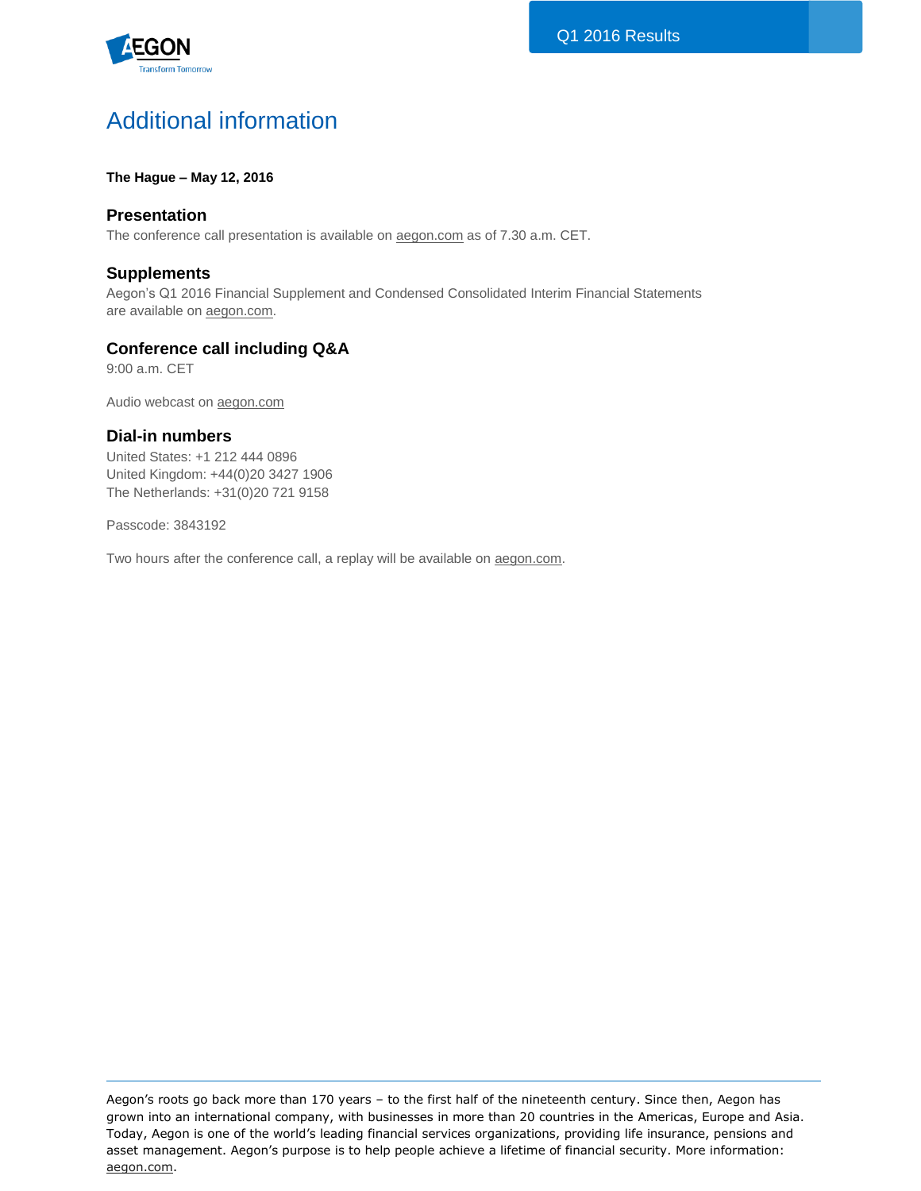# Additional information

**The Hague – May 12, 2016**

## Presentation

The conference call presentation is available on aegon.com as of 7.30 a.m. CET.

## Supplements

Aegon's Q1 2016 Financial Supplement and Condensed Consolidated Interim Financial Statements are available on aegon.com.

## Conference call including Q&A

9:00 a.m. CET

Audio webcast on aegon.com

## Dial-in numbers

United States: +1 212 444 0896
United Kingdom: +44(0)20 3427 1906
The Netherlands: +31(0)20 721 9158

Passcode: 3843192

Two hours after the conference call, a replay will be available on aegon.com.

---

Aegon's roots go back more than 170 years – to the first half of the nineteenth century. Since then, Aegon has grown into an international company, with businesses in more than 20 countries in the Americas, Europe and Asia. Today, Aegon is one of the world's leading financial services organizations, providing life insurance, pensions and asset management. Aegon's purpose is to help people achieve a lifetime of financial security. More information: aegon.com.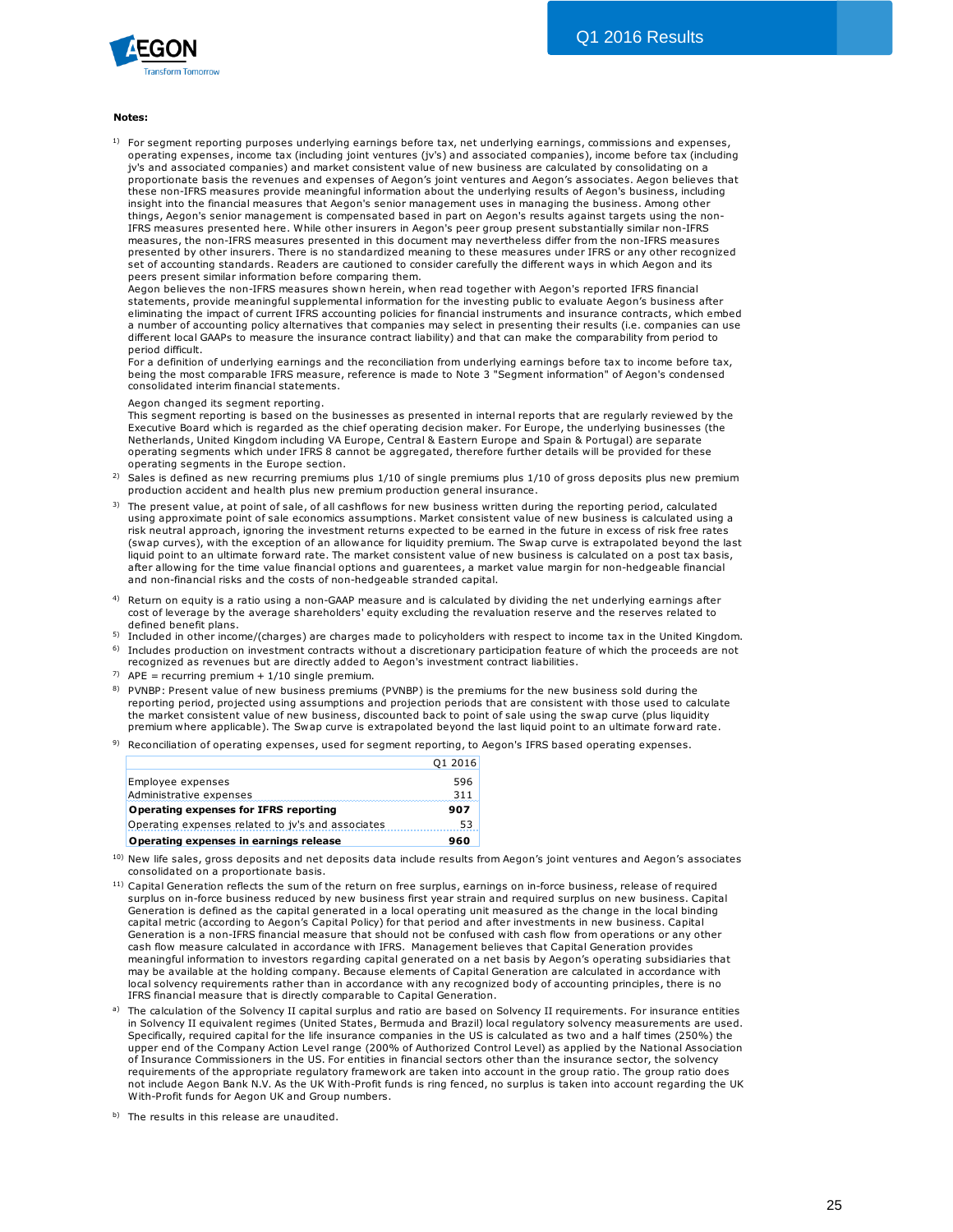**Notes:**

1) For segment reporting purposes underlying earnings before tax, net underlying earnings, commissions and expenses, operating expenses, income tax (including joint ventures (jv's) and associated companies), income before tax (including jv's and associated companies) and market consistent value of new business are calculated by consolidating on a proportionate basis the revenues and expenses of Aegon's joint ventures and Aegon's associates. Aegon believes that these non-IFRS measures provide meaningful supplemental information about the underlying results of Aegon's business, including insight into the financial measures that Aegon's senior management uses in managing the business. Among other things, Aegon's senior management is compensated based in part on Aegon's results against targets using the non-IFRS measures presented here. While other insurers in Aegon's peer group present substantially similar non-IFRS measures, the non-IFRS measures presented in this document may nevertheless differ from the non-IFRS measures presented by other insurers. There is no standardized meaning to these measures under IFRS or any other recognized set of accounting standards. Readers are cautioned to consider carefully the different ways in which Aegon and its peers present similar information before comparing them.
Aegon believes the non-IFRS measures shown herein, when read together with Aegon's reported IFRS financial statements, provide meaningful supplemental information for the investing public to evaluate Aegon's business after eliminating the impact of current IFRS accounting policies for financial instruments and insurance contracts, which embed a number of accounting policy alternatives that companies may select in presenting their results (i.e. companies can use different local GAAPs to measure the insurance contract liability) and that can make the comparability from period to period difficult.
For a definition of underlying earnings and the reconciliation from underlying earnings before tax to income before tax, being the most comparable IFRS measure, reference is made to Note 3 "Segment information" of Aegon's condensed consolidated interim financial statements.

Aegon changed its segment reporting.
This segment reporting is based on the businesses as presented in internal reports that are regularly reviewed by the Executive Board which is regarded as the chief operating decision maker. For Europe, the underlying businesses (the Netherlands, United Kingdom including VA Europe, Central & Eastern Europe and Spain & Portugal) are separate operating segments which under IFRS 8 cannot be aggregated, therefore further details will be provided for these operating segments in the Europe section.

2) Sales is defined as new recurring premiums plus 1/10 of single premiums plus 1/10 of gross deposits plus new premium production accident and health plus new premium production general insurance.

3) The present value, at point of sale, of all cashflows for new business written during the reporting period, calculated using approximate point of sale economics assumptions. Market consistent value of new business is calculated using a risk neutral approach, ignoring the investment returns expected to be earned in the future in excess of risk free rates (swap curves), with the exception of an allowance for liquidity premium. The Swap curve is extrapolated beyond the last liquid point to an ultimate forward rate. The market consistent value of new business is calculated on a post tax basis, after allowing for the time value financial options and guarentees, a market value margin for non-hedgeable financial and non-financial risks and the costs of non-hedgeable stranded capital.

4) Return on equity is a ratio using a non-GAAP measure and is calculated by dividing the net underlying earnings after cost of leverage by the average shareholders' equity excluding the revaluation reserve and the reserves related to defined benefit plans.

5) Included in other income/(charges) are charges made to policyholders with respect to income tax in the United Kingdom.

6) Includes production on investment contracts without a discretionary participation feature of which the proceeds are not recognized as revenues but are directly added to Aegon's investment contract liabilities.

7) APE = recurring premium + 1/10 single premium.

8) PVNBP: Present value of new business premiums (PVNBP) is the premiums for the new business sold during the reporting period, projected using assumptions and projection periods that are consistent with those used to calculate the market consistent value of new business, discounted back to point of sale using the swap curve (plus liquidity premium where applicable). The Swap curve is extrapolated beyond the last liquid point to an ultimate forward rate.

9) Reconciliation of operating expenses, used for segment reporting, to Aegon's IFRS based operating expenses.

| | Q1 2016 |
|---|---|
| Employee expenses | 596 |
| Administrative expenses | 311 |
| **Operating expenses for IFRS reporting** | **907** |
| Operating expenses related to jv's and associates | 53 |
| **Operating expenses in earnings release** | **960** |

10) New life sales, gross deposits and net deposits data include results from Aegon's joint ventures and Aegon's associates consolidated on a proportionate basis.

11) Capital Generation reflects the sum of the return on free surplus, earnings on in-force business, release of required surplus on in-force business reduced by new business first year strain and required surplus on new business. Capital Generation is defined as the capital generated in a local operating unit measured as the change in the local binding capital metric (according to Aegon's Capital Policy) for that period and after investments in new business. Capital Generation is a non-IFRS financial measure that should not be confused with cash flow from operations or any other cash flow measure calculated in accordance with IFRS. Management believes that Capital Generation provides meaningful information to investors regarding capital generated on a net basis by Aegon's operating subsidiaries that may be available at the holding company. Because elements of Capital Generation are calculated in accordance with local solvency requirements rather than in accordance with any recognized body of accounting principles, there is no IFRS financial measure that is directly comparable to Capital Generation.

a) The calculation of the Solvency II capital surplus and ratio are based on Solvency II requirements. For insurance entities in Solvency II equivalent regimes (United States, Bermuda and Brazil) local regulatory solvency measurements are used. Specifically, required capital for the life insurance companies in the US is calculated as two and a half times (250%) the upper end of the Company Action Level range (200% of Authorized Control Level) as applied by the National Association of Insurance Commissioners in the US. For entities in financial sectors other than the insurance sector, the solvency requirements of the appropriate regulatory framework are taken into account in the group ratio. The group ratio does not include Aegon Bank N.V. As the UK With-Profit funds is ring fenced, no surplus is taken into account regarding the UK With-Profit funds for Aegon UK and Group numbers.

b) The results in this release are unaudited.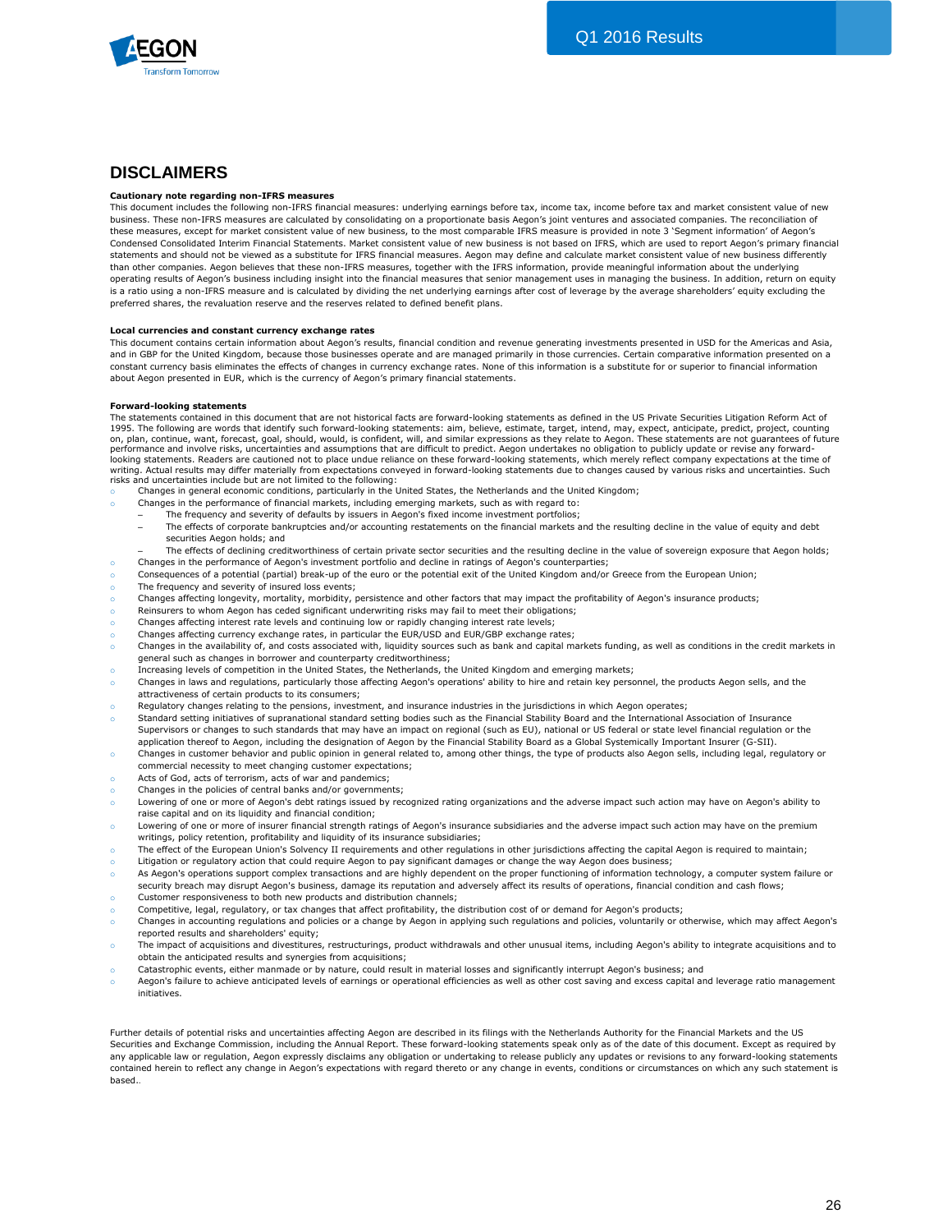# DISCLAIMERS

**Cautionary note regarding non-IFRS measures**

This document includes the following non-IFRS financial measures: underlying earnings before tax, income tax, income before tax and market consistent value of new business. These non-IFRS measures are calculated by consolidating on a proportionate basis Aegon's joint ventures and associated companies. The reconciliation of these measures, except for market consistent value of new business, to the most comparable IFRS measure is provided in note 3 'Segment information' of Aegon's Condensed Consolidated Interim Financial Statements. Market consistent value of new business is not based on IFRS, which are used to report Aegon's primary financial statements and should not be viewed as a substitute for IFRS financial measures. Aegon may define and calculate market consistent value of new business differently than other companies. Aegon believes that these non-IFRS measures, together with the IFRS information, provide meaningful information about the underlying operating results of Aegon's business including insight into the financial measures that senior management uses in managing the business. In addition, return on equity is a ratio using a non-IFRS measure and is calculated by dividing the net underlying earnings after cost of leverage by the average shareholders' equity excluding the preferred shares, the revaluation reserve and the reserves related to defined benefit plans.

**Local currencies and constant currency exchange rates**

This document contains certain information about Aegon's results, financial condition and revenue generating investments presented in USD for the Americas and Asia, and in GBP for the United Kingdom, because those businesses operate and are managed primarily in those currencies. Certain comparative information presented on a constant currency basis eliminates the effects of changes in currency exchange rates. None of this information is a substitute for or superior to financial information about Aegon presented in EUR, which is the currency of Aegon's primary financial statements.

**Forward-looking statements**

The statements contained in this document that are not historical facts are forward-looking statements as defined in the US Private Securities Litigation Reform Act of 1995. The following are words that identify such forward-looking statements: aim, believe, estimate, target, intend, may, expect, anticipate, predict, project, counting on, plan, continue, want, forecast, goal, should, would, is confident, will, and similar expressions as they relate to Aegon. These statements are not guarantees of future performance and involve risks, uncertainties and assumptions that are difficult to predict. Aegon undertakes no obligation to publicly update or revise any forward-looking statements. Readers are cautioned not to place undue reliance on these forward-looking statements, which merely reflect company expectations at the time of writing. Actual results may differ materially from expectations conveyed in forward-looking statements due to changes caused by various risks and uncertainties. Such risks and uncertainties include but are not limited to the following:

- Changes in general economic conditions, particularly in the United States, the Netherlands and the United Kingdom;
- Changes in the performance of financial markets, including emerging markets, such as with regard to:
  - The frequency and severity of defaults by issuers in Aegon's fixed income investment portfolios;
  - The effects of corporate bankruptcies and/or accounting restatements on the financial markets and the resulting decline in the value of equity and debt securities Aegon holds; and
  - The effects of declining creditworthiness of certain private sector securities and the resulting decline in the value of sovereign exposure that Aegon holds;
- Changes in the performance of Aegon's investment portfolio and decline in ratings of Aegon's counterparties;
- Consequences of a potential (partial) break-up of the euro or the potential exit of the United Kingdom and/or Greece from the European Union;
- The frequency and severity of insured loss events;
- Changes affecting longevity, mortality, morbidity, persistence and other factors that may impact the profitability of Aegon's insurance products;
- Reinsurers to whom Aegon has ceded significant underwriting risks may fail to meet their obligations;
- Changes affecting interest rate levels and continuing low or rapidly changing interest rate levels;
- Changes affecting currency exchange rates, in particular the EUR/USD and EUR/GBP exchange rates;
- Changes in the availability of, and costs associated with, liquidity sources such as bank and capital markets funding, as well as conditions in the credit markets in general such as changes in borrower and counterparty creditworthiness;
- Increasing levels of competition in the United States, the Netherlands, the United Kingdom and emerging markets;
- Changes in laws and regulations, particularly those affecting Aegon's operations' ability to hire and retain key personnel, the products Aegon sells, and the attractiveness of certain products to its consumers;
- Regulatory changes relating to the pensions, investment, and insurance industries in the jurisdictions in which Aegon operates;
- Standard setting initiatives of supranational standard setting bodies such as the Financial Stability Board and the International Association of Insurance Supervisors or changes to such standards that may have an impact on regional (such as EU), national or US federal or state level financial regulation or the application thereof to Aegon, including the designation of Aegon by the Financial Stability Board as a Global Systemically Important Insurer (G-SII).
- Changes in customer behavior and public opinion in general related to, among other things, the type of products also Aegon sells, including legal, regulatory or commercial necessity to meet changing customer expectations;
- Acts of God, acts of terrorism, acts of war and pandemics;
- Changes in the policies of central banks and/or governments;
- Lowering of one or more of Aegon's debt ratings issued by recognized rating organizations and the adverse impact such action may have on Aegon's ability to raise capital and on its liquidity and financial condition;
- Lowering of one or more of insurer financial strength ratings of Aegon's insurance subsidiaries and the adverse impact such action may have on the premium writings, policy retention, profitability and liquidity of its insurance subsidiaries;
- The effect of the European Union's Solvency II requirements and other regulations in other jurisdictions affecting the capital Aegon is required to maintain;
- Litigation or regulatory action that could require Aegon to pay significant damages or change the way Aegon does business;
- As Aegon's operations support complex transactions and are highly dependent on the proper functioning of information technology, a computer system failure or security breach may disrupt Aegon's business, damage its reputation and adversely affect its results of operations, financial condition and cash flows;
- Customer responsiveness to both new products and distribution channels;
- Competitive, legal, regulatory, or tax changes that affect profitability, the distribution cost of or demand for Aegon's products;
- Changes in accounting regulations and policies or a change by Aegon in applying such regulations and policies, voluntarily or otherwise, which may affect Aegon's reported results and shareholders' equity;
- The impact of acquisitions and divestitures, restructurings, product withdrawals and other unusual items, including Aegon's ability to integrate acquisitions and to obtain the anticipated results and synergies from acquisitions;
- Catastrophic events, either manmade or by nature, could result in material losses and significantly interrupt Aegon's business; and
- Aegon's failure to achieve anticipated levels of earnings or operational efficiencies as well as other cost saving and excess capital and leverage ratio management initiatives.

Further details of potential risks and uncertainties affecting Aegon are described in its filings with the Netherlands Authority for the Financial Markets and the US Securities and Exchange Commission, including the Annual Report. These forward-looking statements speak only as of the date of this document. Except as required by any applicable law or regulation, Aegon expressly disclaims any obligation or undertaking to release publicly any updates or revisions to any forward-looking statements contained herein to reflect any change in Aegon's expectations with regard thereto or any change in events, conditions or circumstances on which any such statement is based..